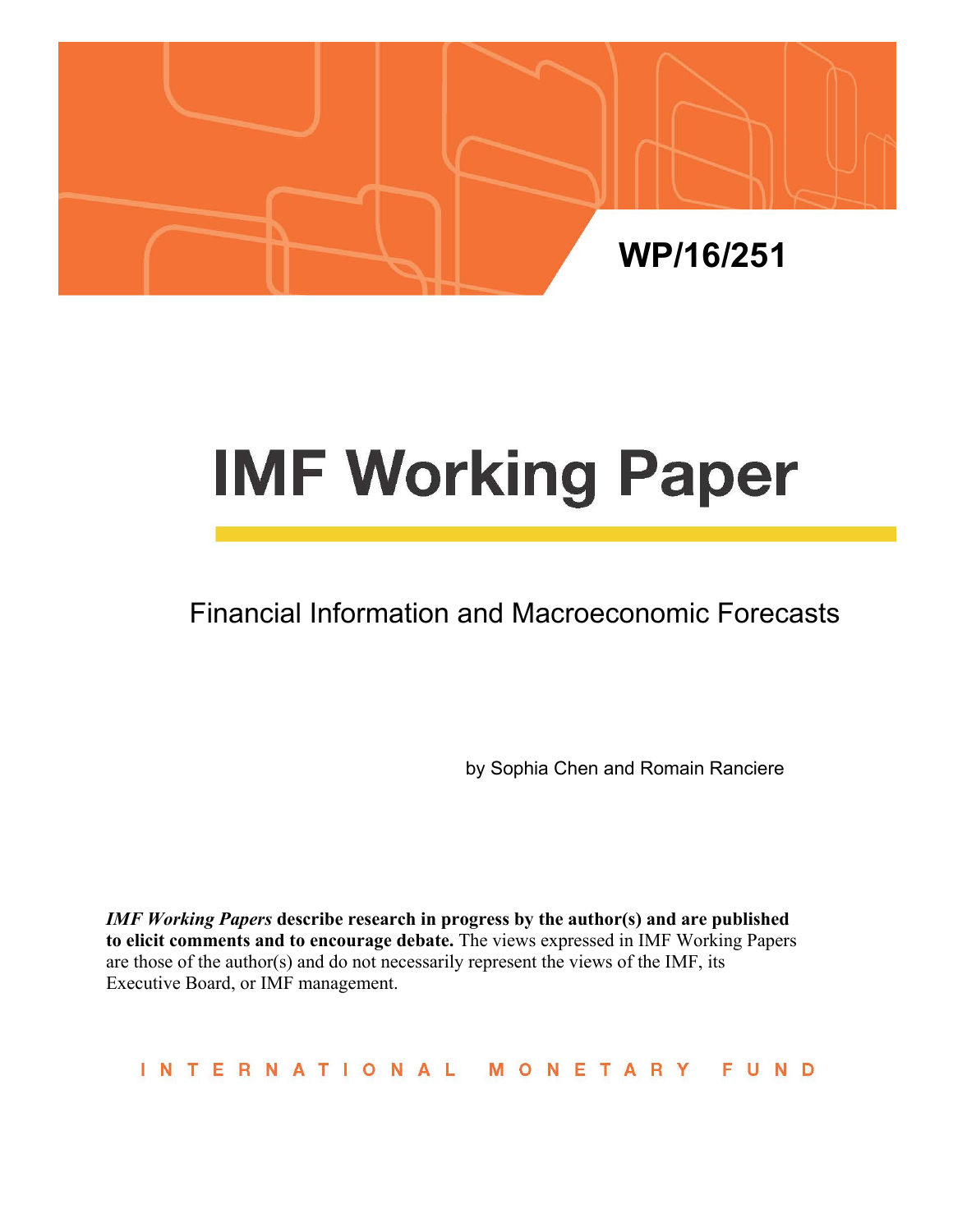WP/16/251

# IMF Working Paper

## Financial Information and Macroeconomic Forecasts

by Sophia Chen and Romain Ranciere

***IMF Working Papers* describe research in progress by the author(s) and are published to elicit comments and to encourage debate.** The views expressed in IMF Working Papers are those of the author(s) and do not necessarily represent the views of the IMF, its Executive Board, or IMF management.

INTERNATIONAL MONETARY FUND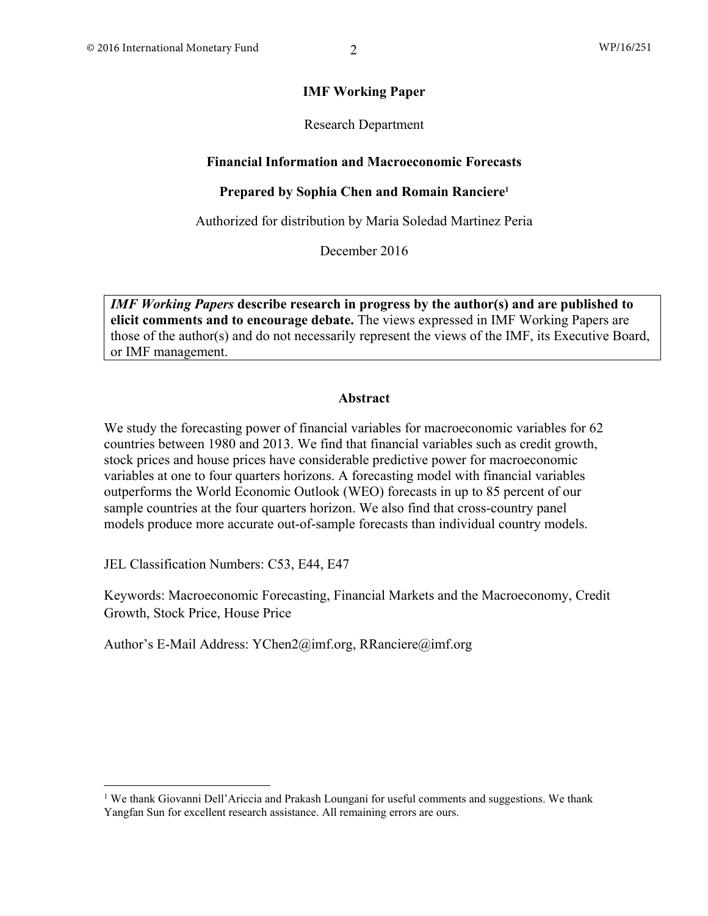# IMF Working Paper

Research Department

## Financial Information and Macroeconomic Forecasts

### Prepared by Sophia Chen and Romain Ranciere[1]

Authorized for distribution by Maria Soledad Martinez Peria

December 2016

> ***IMF Working Papers*** **describe research in progress by the author(s) and are published to elicit comments and to encourage debate.** The views expressed in IMF Working Papers are those of the author(s) and do not necessarily represent the views of the IMF, its Executive Board, or IMF management.

## Abstract

We study the forecasting power of financial variables for macroeconomic variables for 62 countries between 1980 and 2013. We find that financial variables such as credit growth, stock prices and house prices have considerable predictive power for macroeconomic variables at one to four quarters horizons. A forecasting model with financial variables outperforms the World Economic Outlook (WEO) forecasts in up to 85 percent of our sample countries at the four quarters horizon. We also find that cross-country panel models produce more accurate out-of-sample forecasts than individual country models.

JEL Classification Numbers: C53, E44, E47

Keywords: Macroeconomic Forecasting, Financial Markets and the Macroeconomy, Credit Growth, Stock Price, House Price

Author's E-Mail Address: YChen2@imf.org, RRanciere@imf.org

---

[1] We thank Giovanni Dell'Ariccia and Prakash Loungani for useful comments and suggestions. We thank Yangfan Sun for excellent research assistance. All remaining errors are ours.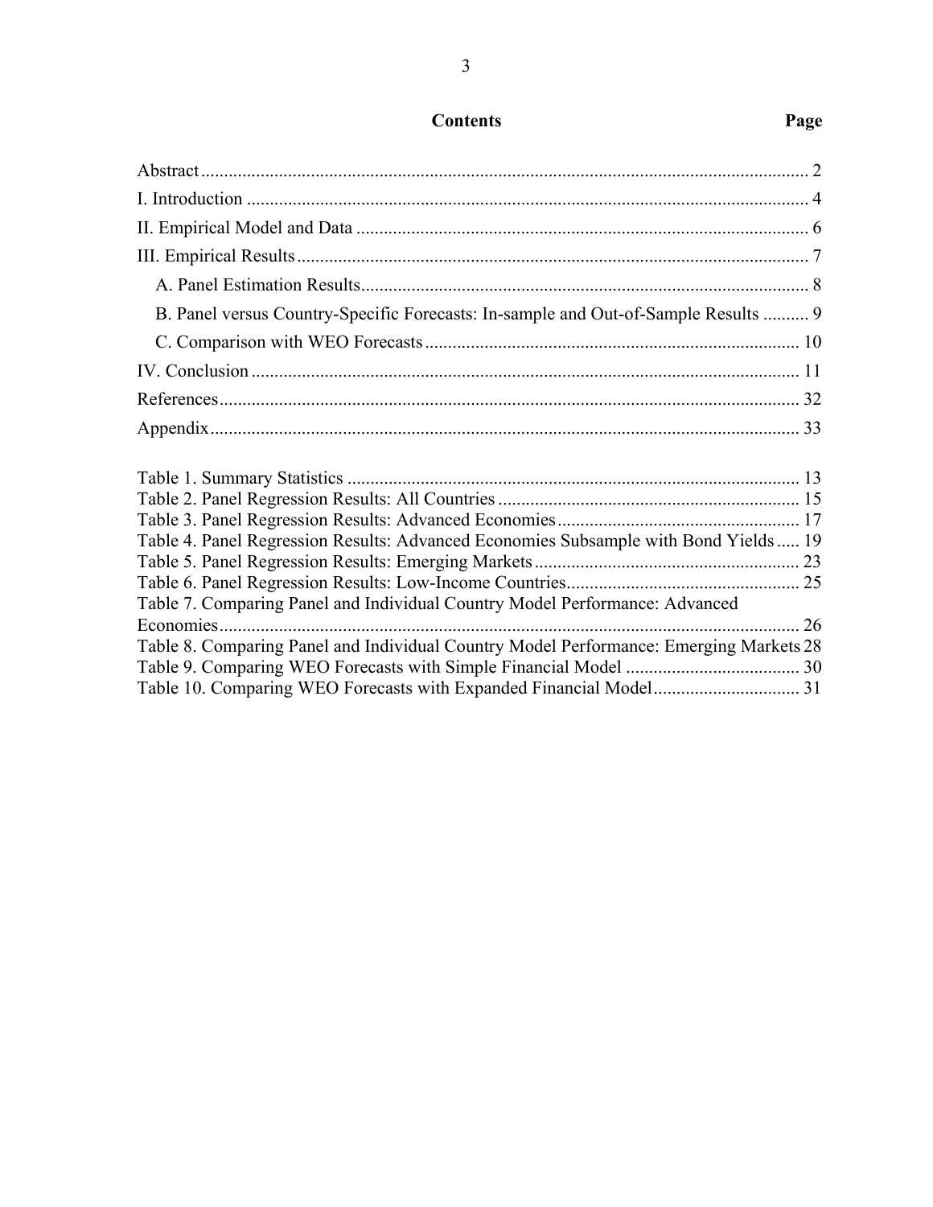# Contents

| | Page |
|---|---|
| Abstract | 2 |
| I. Introduction | 4 |
| II. Empirical Model and Data | 6 |
| III. Empirical Results | 7 |
| A. Panel Estimation Results | 8 |
| B. Panel versus Country-Specific Forecasts: In-sample and Out-of-Sample Results | 9 |
| C. Comparison with WEO Forecasts | 10 |
| IV. Conclusion | 11 |
| References | 32 |
| Appendix | 33 |

| | |
|---|---|
| Table 1. Summary Statistics | 13 |
| Table 2. Panel Regression Results: All Countries | 15 |
| Table 3. Panel Regression Results: Advanced Economies | 17 |
| Table 4. Panel Regression Results: Advanced Economies Subsample with Bond Yields | 19 |
| Table 5. Panel Regression Results: Emerging Markets | 23 |
| Table 6. Panel Regression Results: Low-Income Countries | 25 |
| Table 7. Comparing Panel and Individual Country Model Performance: Advanced Economies | 26 |
| Table 8. Comparing Panel and Individual Country Model Performance: Emerging Markets | 28 |
| Table 9. Comparing WEO Forecasts with Simple Financial Model | 30 |
| Table 10. Comparing WEO Forecasts with Expanded Financial Model | 31 |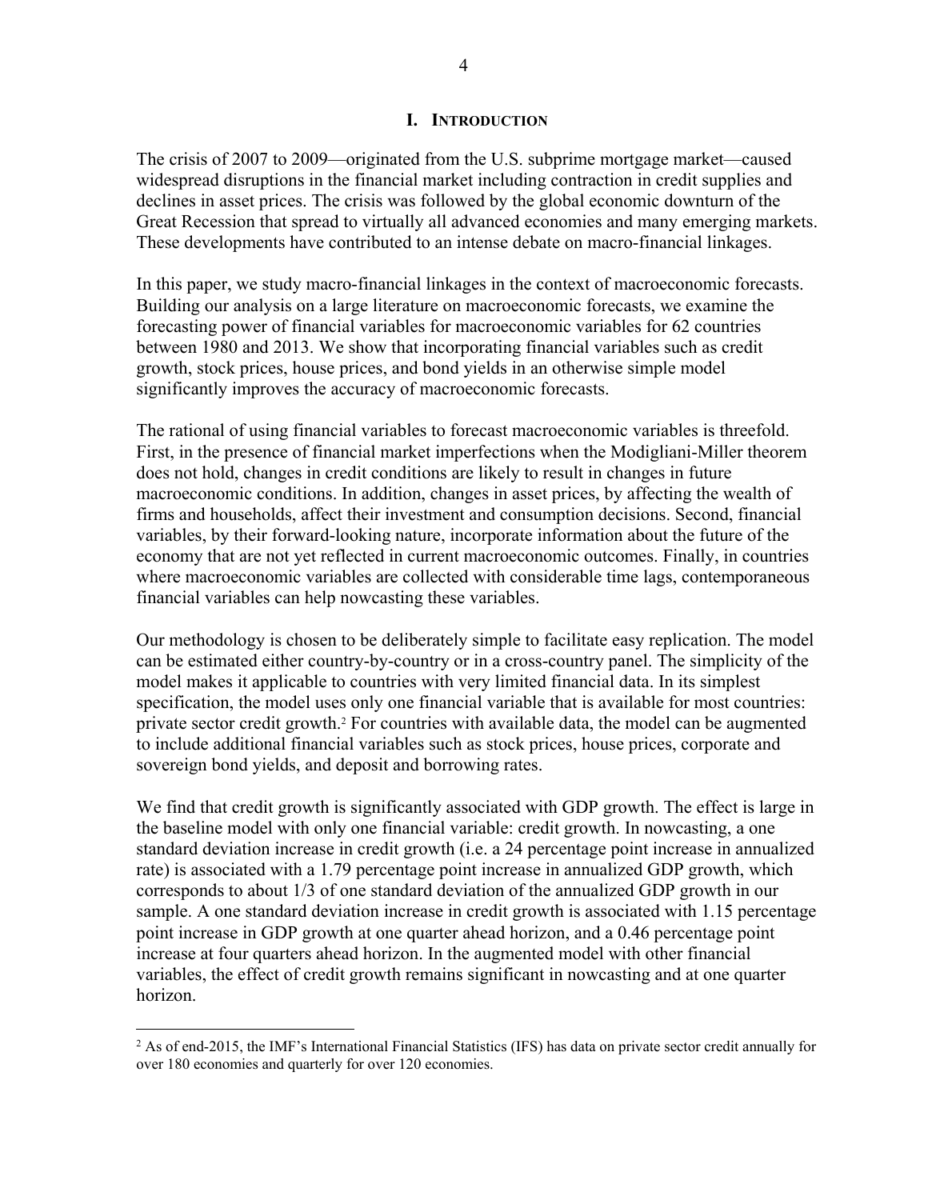# I. Introduction

The crisis of 2007 to 2009—originated from the U.S. subprime mortgage market—caused widespread disruptions in the financial market including contraction in credit supplies and declines in asset prices. The crisis was followed by the global economic downturn of the Great Recession that spread to virtually all advanced economies and many emerging markets. These developments have contributed to an intense debate on macro-financial linkages.

In this paper, we study macro-financial linkages in the context of macroeconomic forecasts. Building our analysis on a large literature on macroeconomic forecasts, we examine the forecasting power of financial variables for macroeconomic variables for 62 countries between 1980 and 2013. We show that incorporating financial variables such as credit growth, stock prices, house prices, and bond yields in an otherwise simple model significantly improves the accuracy of macroeconomic forecasts.

The rational of using financial variables to forecast macroeconomic variables is threefold. First, in the presence of financial market imperfections when the Modigliani-Miller theorem does not hold, changes in credit conditions are likely to result in changes in future macroeconomic conditions. In addition, changes in asset prices, by affecting the wealth of firms and households, affect their investment and consumption decisions. Second, financial variables, by their forward-looking nature, incorporate information about the future of the economy that are not yet reflected in current macroeconomic outcomes. Finally, in countries where macroeconomic variables are collected with considerable time lags, contemporaneous financial variables can help nowcasting these variables.

Our methodology is chosen to be deliberately simple to facilitate easy replication. The model can be estimated either country-by-country or in a cross-country panel. The simplicity of the model makes it applicable to countries with very limited financial data. In its simplest specification, the model uses only one financial variable that is available for most countries: private sector credit growth.[2] For countries with available data, the model can be augmented to include additional financial variables such as stock prices, house prices, corporate and sovereign bond yields, and deposit and borrowing rates.

We find that credit growth is significantly associated with GDP growth. The effect is large in the baseline model with only one financial variable: credit growth. In nowcasting, a one standard deviation increase in credit growth (i.e. a 24 percentage point increase in annualized rate) is associated with a 1.79 percentage point increase in annualized GDP growth, which corresponds to about 1/3 of one standard deviation of the annualized GDP growth in our sample. A one standard deviation increase in credit growth is associated with 1.15 percentage point increase in GDP growth at one quarter ahead horizon, and a 0.46 percentage point increase at four quarters ahead horizon. In the augmented model with other financial variables, the effect of credit growth remains significant in nowcasting and at one quarter horizon.

---

[2] As of end-2015, the IMF's International Financial Statistics (IFS) has data on private sector credit annually for over 180 economies and quarterly for over 120 economies.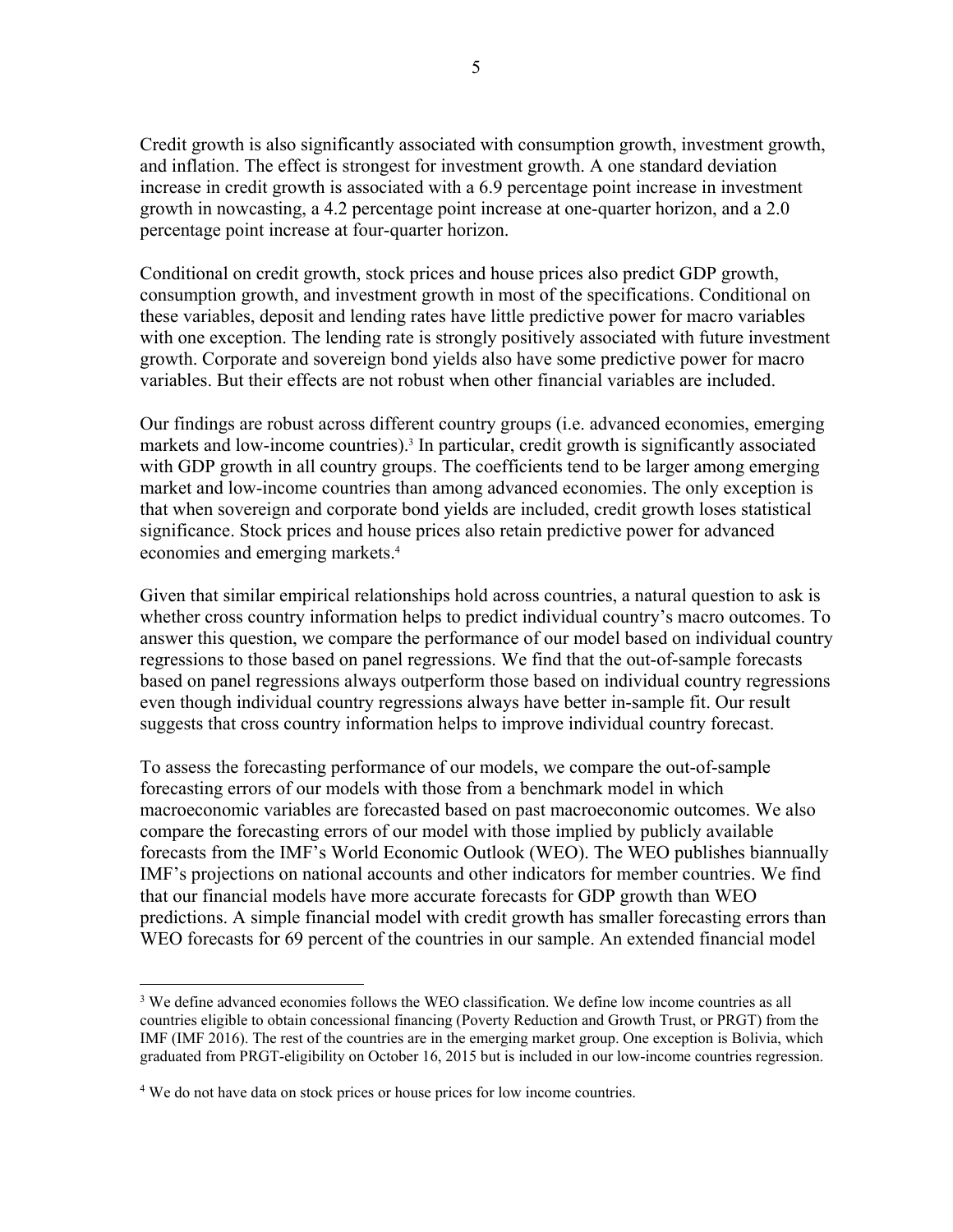Credit growth is also significantly associated with consumption growth, investment growth, and inflation. The effect is strongest for investment growth. A one standard deviation increase in credit growth is associated with a 6.9 percentage point increase in investment growth in nowcasting, a 4.2 percentage point increase at one-quarter horizon, and a 2.0 percentage point increase at four-quarter horizon.

Conditional on credit growth, stock prices and house prices also predict GDP growth, consumption growth, and investment growth in most of the specifications. Conditional on these variables, deposit and lending rates have little predictive power for macro variables with one exception. The lending rate is strongly positively associated with future investment growth. Corporate and sovereign bond yields also have some predictive power for macro variables. But their effects are not robust when other financial variables are included.

Our findings are robust across different country groups (i.e. advanced economies, emerging markets and low-income countries).[3] In particular, credit growth is significantly associated with GDP growth in all country groups. The coefficients tend to be larger among emerging market and low-income countries than among advanced economies. The only exception is that when sovereign and corporate bond yields are included, credit growth loses statistical significance. Stock prices and house prices also retain predictive power for advanced economies and emerging markets.[4]

Given that similar empirical relationships hold across countries, a natural question to ask is whether cross country information helps to predict individual country's macro outcomes. To answer this question, we compare the performance of our model based on individual country regressions to those based on panel regressions. We find that the out-of-sample forecasts based on panel regressions always outperform those based on individual country regressions even though individual country regressions always have better in-sample fit. Our result suggests that cross country information helps to improve individual country forecast.

To assess the forecasting performance of our models, we compare the out-of-sample forecasting errors of our models with those from a benchmark model in which macroeconomic variables are forecasted based on past macroeconomic outcomes. We also compare the forecasting errors of our model with those implied by publicly available forecasts from the IMF's World Economic Outlook (WEO). The WEO publishes biannually IMF's projections on national accounts and other indicators for member countries. We find that our financial models have more accurate forecasts for GDP growth than WEO predictions. A simple financial model with credit growth has smaller forecasting errors than WEO forecasts for 69 percent of the countries in our sample. An extended financial model

---

[3] We define advanced economies follows the WEO classification. We define low income countries as all countries eligible to obtain concessional financing (Poverty Reduction and Growth Trust, or PRGT) from the IMF (IMF 2016). The rest of the countries are in the emerging market group. One exception is Bolivia, which graduated from PRGT-eligibility on October 16, 2015 but is included in our low-income countries regression.

[4] We do not have data on stock prices or house prices for low income countries.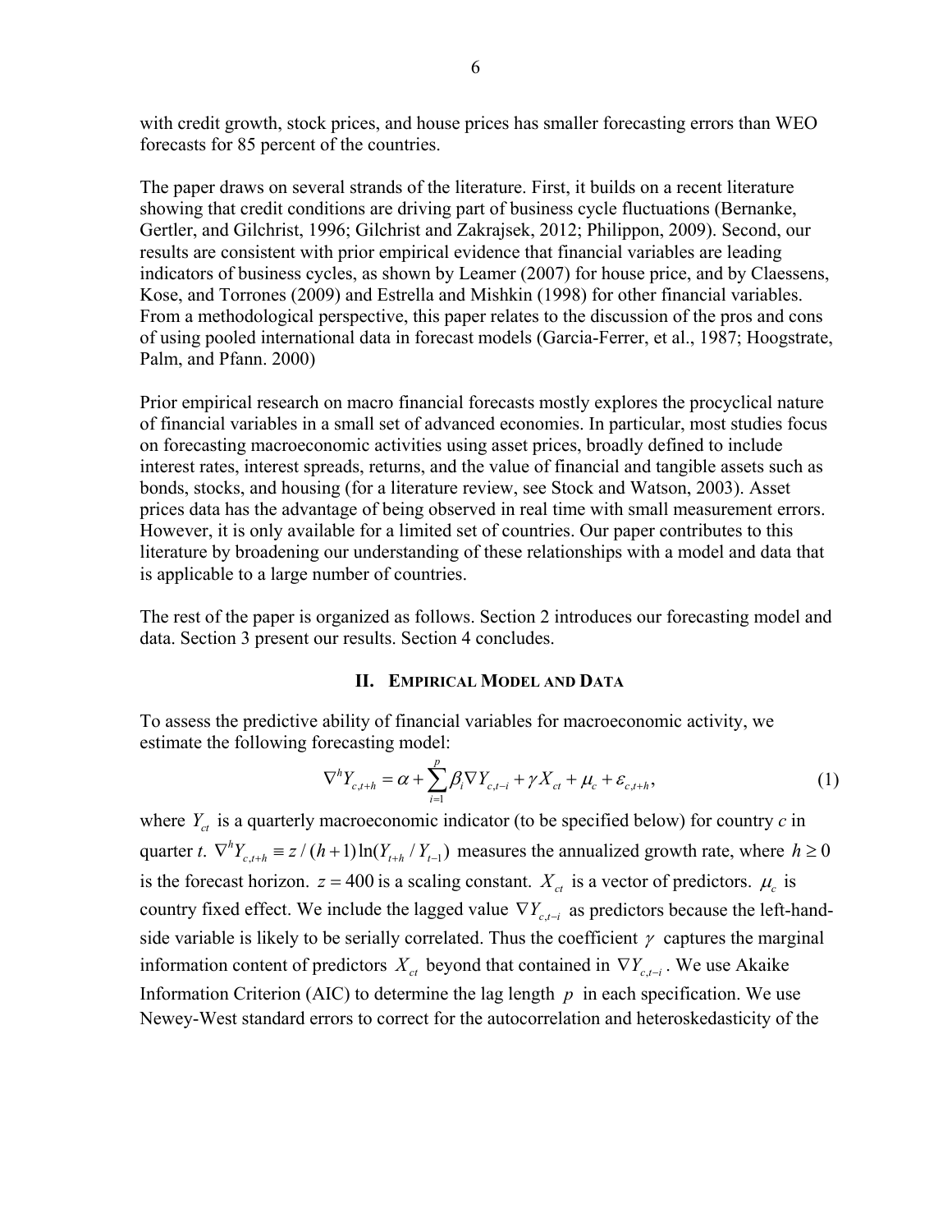with credit growth, stock prices, and house prices has smaller forecasting errors than WEO forecasts for 85 percent of the countries.

The paper draws on several strands of the literature. First, it builds on a recent literature showing that credit conditions are driving part of business cycle fluctuations (Bernanke, Gertler, and Gilchrist, 1996; Gilchrist and Zakrajsek, 2012; Philippon, 2009). Second, our results are consistent with prior empirical evidence that financial variables are leading indicators of business cycles, as shown by Leamer (2007) for house price, and by Claessens, Kose, and Torrones (2009) and Estrella and Mishkin (1998) for other financial variables. From a methodological perspective, this paper relates to the discussion of the pros and cons of using pooled international data in forecast models (Garcia-Ferrer, et al., 1987; Hoogstrate, Palm, and Pfann. 2000)

Prior empirical research on macro financial forecasts mostly explores the procyclical nature of financial variables in a small set of advanced economies. In particular, most studies focus on forecasting macroeconomic activities using asset prices, broadly defined to include interest rates, interest spreads, returns, and the value of financial and tangible assets such as bonds, stocks, and housing (for a literature review, see Stock and Watson, 2003). Asset prices data has the advantage of being observed in real time with small measurement errors. However, it is only available for a limited set of countries. Our paper contributes to this literature by broadening our understanding of these relationships with a model and data that is applicable to a large number of countries.

The rest of the paper is organized as follows. Section 2 introduces our forecasting model and data. Section 3 present our results. Section 4 concludes.

## II. Empirical Model and Data

To assess the predictive ability of financial variables for macroeconomic activity, we estimate the following forecasting model:

$$\nabla^h Y_{c,t+h} = \alpha + \sum_{i=1}^{p} \beta_i \nabla Y_{c,t-i} + \gamma X_{ct} + \mu_c + \varepsilon_{c,t+h}, \tag{1}$$

where $Y_{ct}$ is a quarterly macroeconomic indicator (to be specified below) for country *c* in quarter *t*. $\nabla^h Y_{c,t+h} \equiv z/(h+1)\ln(Y_{t+h}/Y_{t-1})$ measures the annualized growth rate, where $h \geq 0$ is the forecast horizon. $z = 400$ is a scaling constant. $X_{ct}$ is a vector of predictors. $\mu_c$ is country fixed effect. We include the lagged value $\nabla Y_{c,t-i}$ as predictors because the left-hand-side variable is likely to be serially correlated. Thus the coefficient $\gamma$ captures the marginal information content of predictors $X_{ct}$ beyond that contained in $\nabla Y_{c,t-i}$. We use Akaike Information Criterion (AIC) to determine the lag length $p$ in each specification. We use Newey-West standard errors to correct for the autocorrelation and heteroskedasticity of the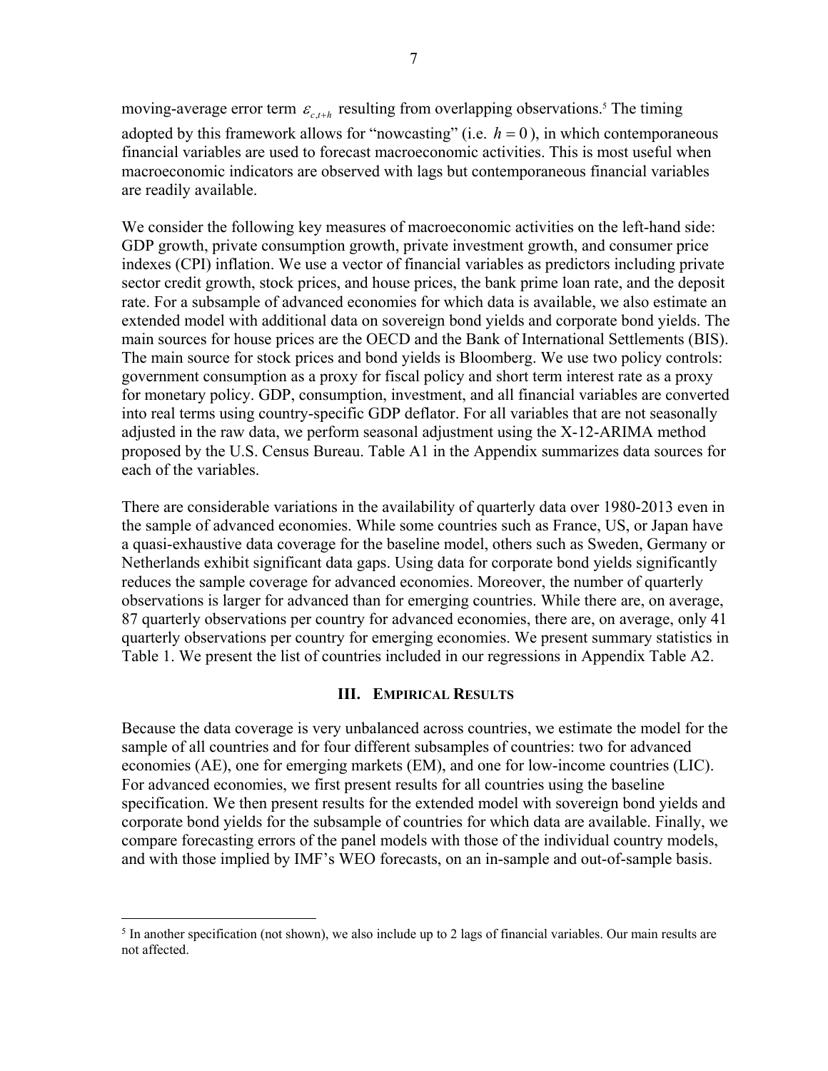moving-average error term $\varepsilon_{c,t+h}$ resulting from overlapping observations.[5] The timing adopted by this framework allows for "nowcasting" (i.e. $h = 0$), in which contemporaneous financial variables are used to forecast macroeconomic activities. This is most useful when macroeconomic indicators are observed with lags but contemporaneous financial variables are readily available.

We consider the following key measures of macroeconomic activities on the left-hand side: GDP growth, private consumption growth, private investment growth, and consumer price indexes (CPI) inflation. We use a vector of financial variables as predictors including private sector credit growth, stock prices, and house prices, the bank prime loan rate, and the deposit rate. For a subsample of advanced economies for which data is available, we also estimate an extended model with additional data on sovereign bond yields and corporate bond yields. The main sources for house prices are the OECD and the Bank of International Settlements (BIS). The main source for stock prices and bond yields is Bloomberg. We use two policy controls: government consumption as a proxy for fiscal policy and short term interest rate as a proxy for monetary policy. GDP, consumption, investment, and all financial variables are converted into real terms using country-specific GDP deflator. For all variables that are not seasonally adjusted in the raw data, we perform seasonal adjustment using the X-12-ARIMA method proposed by the U.S. Census Bureau. Table A1 in the Appendix summarizes data sources for each of the variables.

There are considerable variations in the availability of quarterly data over 1980-2013 even in the sample of advanced economies. While some countries such as France, US, or Japan have a quasi-exhaustive data coverage for the baseline model, others such as Sweden, Germany or Netherlands exhibit significant data gaps. Using data for corporate bond yields significantly reduces the sample coverage for advanced economies. Moreover, the number of quarterly observations is larger for advanced than for emerging countries. While there are, on average, 87 quarterly observations per country for advanced economies, there are, on average, only 41 quarterly observations per country for emerging economies. We present summary statistics in Table 1. We present the list of countries included in our regressions in Appendix Table A2.

## III. Empirical Results

Because the data coverage is very unbalanced across countries, we estimate the model for the sample of all countries and for four different subsamples of countries: two for advanced economies (AE), one for emerging markets (EM), and one for low-income countries (LIC). For advanced economies, we first present results for all countries using the baseline specification. We then present results for the extended model with sovereign bond yields and corporate bond yields for the subsample of countries for which data are available. Finally, we compare forecasting errors of the panel models with those of the individual country models, and with those implied by IMF's WEO forecasts, on an in-sample and out-of-sample basis.

[5] In another specification (not shown), we also include up to 2 lags of financial variables. Our main results are not affected.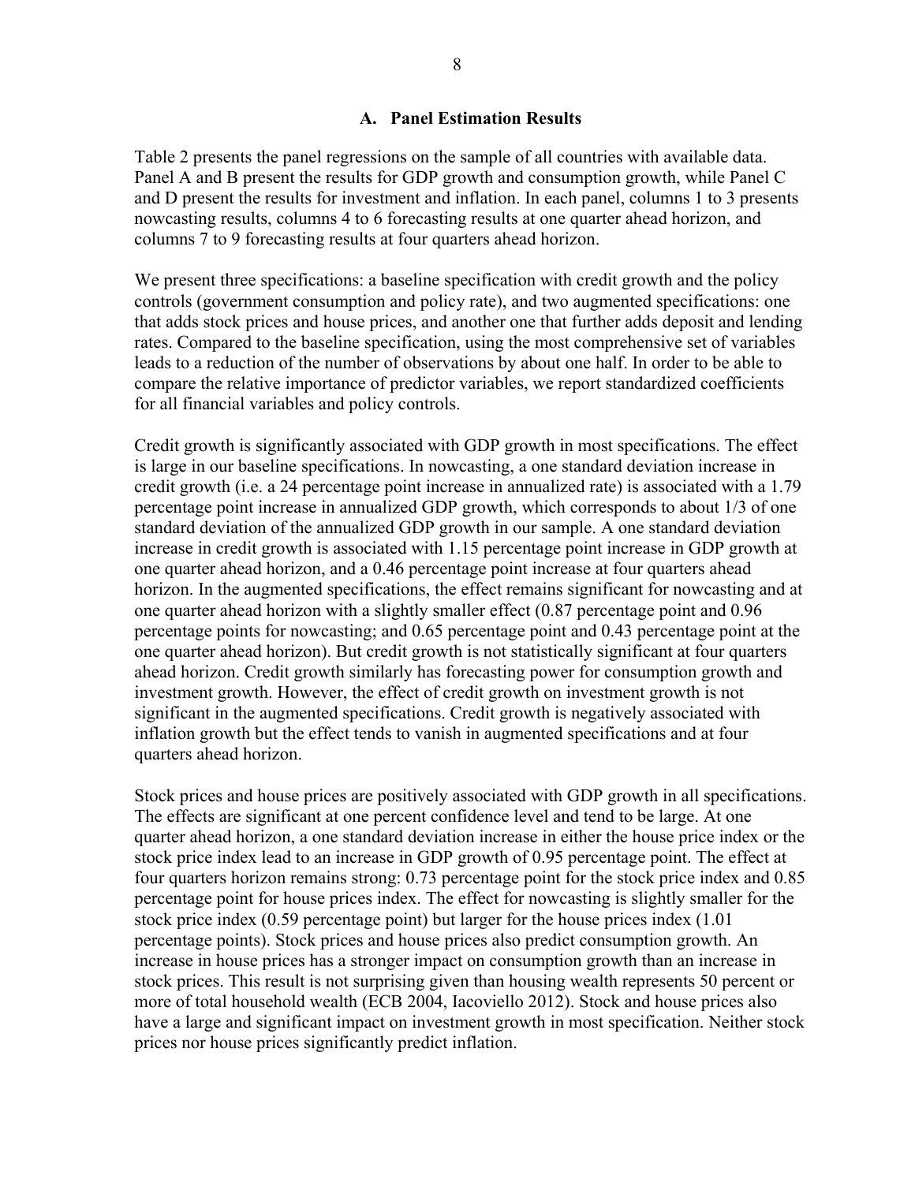### A. Panel Estimation Results

Table 2 presents the panel regressions on the sample of all countries with available data. Panel A and B present the results for GDP growth and consumption growth, while Panel C and D present the results for investment and inflation. In each panel, columns 1 to 3 presents nowcasting results, columns 4 to 6 forecasting results at one quarter ahead horizon, and columns 7 to 9 forecasting results at four quarters ahead horizon.

We present three specifications: a baseline specification with credit growth and the policy controls (government consumption and policy rate), and two augmented specifications: one that adds stock prices and house prices, and another one that further adds deposit and lending rates. Compared to the baseline specification, using the most comprehensive set of variables leads to a reduction of the number of observations by about one half. In order to be able to compare the relative importance of predictor variables, we report standardized coefficients for all financial variables and policy controls.

Credit growth is significantly associated with GDP growth in most specifications. The effect is large in our baseline specifications. In nowcasting, a one standard deviation increase in credit growth (i.e. a 24 percentage point increase in annualized rate) is associated with a 1.79 percentage point increase in annualized GDP growth, which corresponds to about 1/3 of one standard deviation of the annualized GDP growth in our sample. A one standard deviation increase in credit growth is associated with 1.15 percentage point increase in GDP growth at one quarter ahead horizon, and a 0.46 percentage point increase at four quarters ahead horizon. In the augmented specifications, the effect remains significant for nowcasting and at one quarter ahead horizon with a slightly smaller effect (0.87 percentage point and 0.96 percentage points for nowcasting; and 0.65 percentage point and 0.43 percentage point at the one quarter ahead horizon). But credit growth is not statistically significant at four quarters ahead horizon. Credit growth similarly has forecasting power for consumption growth and investment growth. However, the effect of credit growth on investment growth is not significant in the augmented specifications. Credit growth is negatively associated with inflation growth but the effect tends to vanish in augmented specifications and at four quarters ahead horizon.

Stock prices and house prices are positively associated with GDP growth in all specifications. The effects are significant at one percent confidence level and tend to be large. At one quarter ahead horizon, a one standard deviation increase in either the house price index or the stock price index lead to an increase in GDP growth of 0.95 percentage point. The effect at four quarters horizon remains strong: 0.73 percentage point for the stock price index and 0.85 percentage point for house prices index. The effect for nowcasting is slightly smaller for the stock price index (0.59 percentage point) but larger for the house prices index (1.01 percentage points). Stock prices and house prices also predict consumption growth. An increase in house prices has a stronger impact on consumption growth than an increase in stock prices. This result is not surprising given than housing wealth represents 50 percent or more of total household wealth (ECB 2004, Iacoviello 2012). Stock and house prices also have a large and significant impact on investment growth in most specification. Neither stock prices nor house prices significantly predict inflation.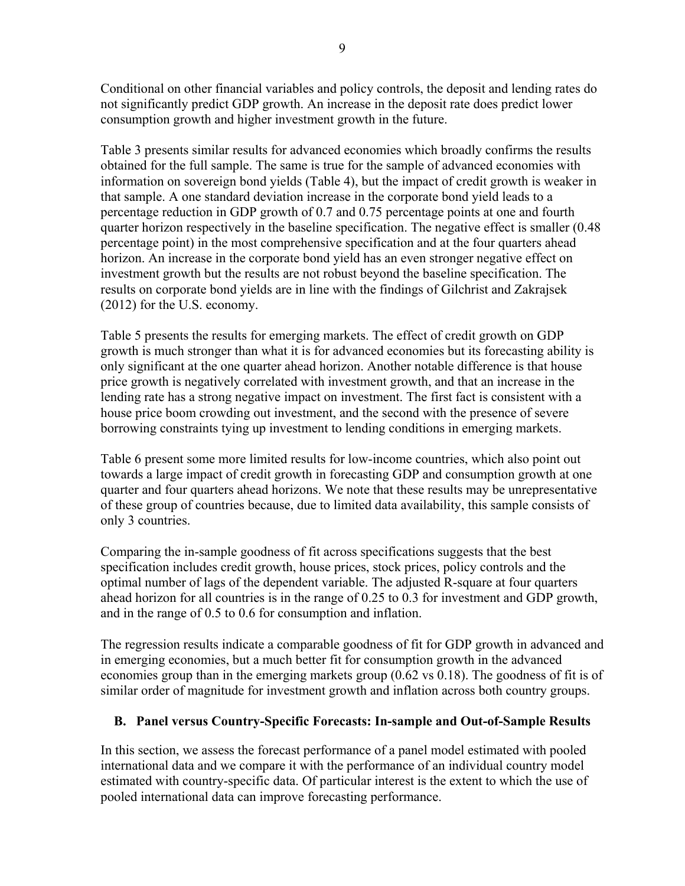Conditional on other financial variables and policy controls, the deposit and lending rates do not significantly predict GDP growth. An increase in the deposit rate does predict lower consumption growth and higher investment growth in the future.

Table 3 presents similar results for advanced economies which broadly confirms the results obtained for the full sample. The same is true for the sample of advanced economies with information on sovereign bond yields (Table 4), but the impact of credit growth is weaker in that sample. A one standard deviation increase in the corporate bond yield leads to a percentage reduction in GDP growth of 0.7 and 0.75 percentage points at one and fourth quarter horizon respectively in the baseline specification. The negative effect is smaller (0.48 percentage point) in the most comprehensive specification and at the four quarters ahead horizon. An increase in the corporate bond yield has an even stronger negative effect on investment growth but the results are not robust beyond the baseline specification. The results on corporate bond yields are in line with the findings of Gilchrist and Zakrajsek (2012) for the U.S. economy.

Table 5 presents the results for emerging markets. The effect of credit growth on GDP growth is much stronger than what it is for advanced economies but its forecasting ability is only significant at the one quarter ahead horizon. Another notable difference is that house price growth is negatively correlated with investment growth, and that an increase in the lending rate has a strong negative impact on investment. The first fact is consistent with a house price boom crowding out investment, and the second with the presence of severe borrowing constraints tying up investment to lending conditions in emerging markets.

Table 6 present some more limited results for low-income countries, which also point out towards a large impact of credit growth in forecasting GDP and consumption growth at one quarter and four quarters ahead horizons. We note that these results may be unrepresentative of these group of countries because, due to limited data availability, this sample consists of only 3 countries.

Comparing the in-sample goodness of fit across specifications suggests that the best specification includes credit growth, house prices, stock prices, policy controls and the optimal number of lags of the dependent variable. The adjusted R-square at four quarters ahead horizon for all countries is in the range of 0.25 to 0.3 for investment and GDP growth, and in the range of 0.5 to 0.6 for consumption and inflation.

The regression results indicate a comparable goodness of fit for GDP growth in advanced and in emerging economies, but a much better fit for consumption growth in the advanced economies group than in the emerging markets group (0.62 vs 0.18). The goodness of fit is of similar order of magnitude for investment growth and inflation across both country groups.

## B. Panel versus Country-Specific Forecasts: In-sample and Out-of-Sample Results

In this section, we assess the forecast performance of a panel model estimated with pooled international data and we compare it with the performance of an individual country model estimated with country-specific data. Of particular interest is the extent to which the use of pooled international data can improve forecasting performance.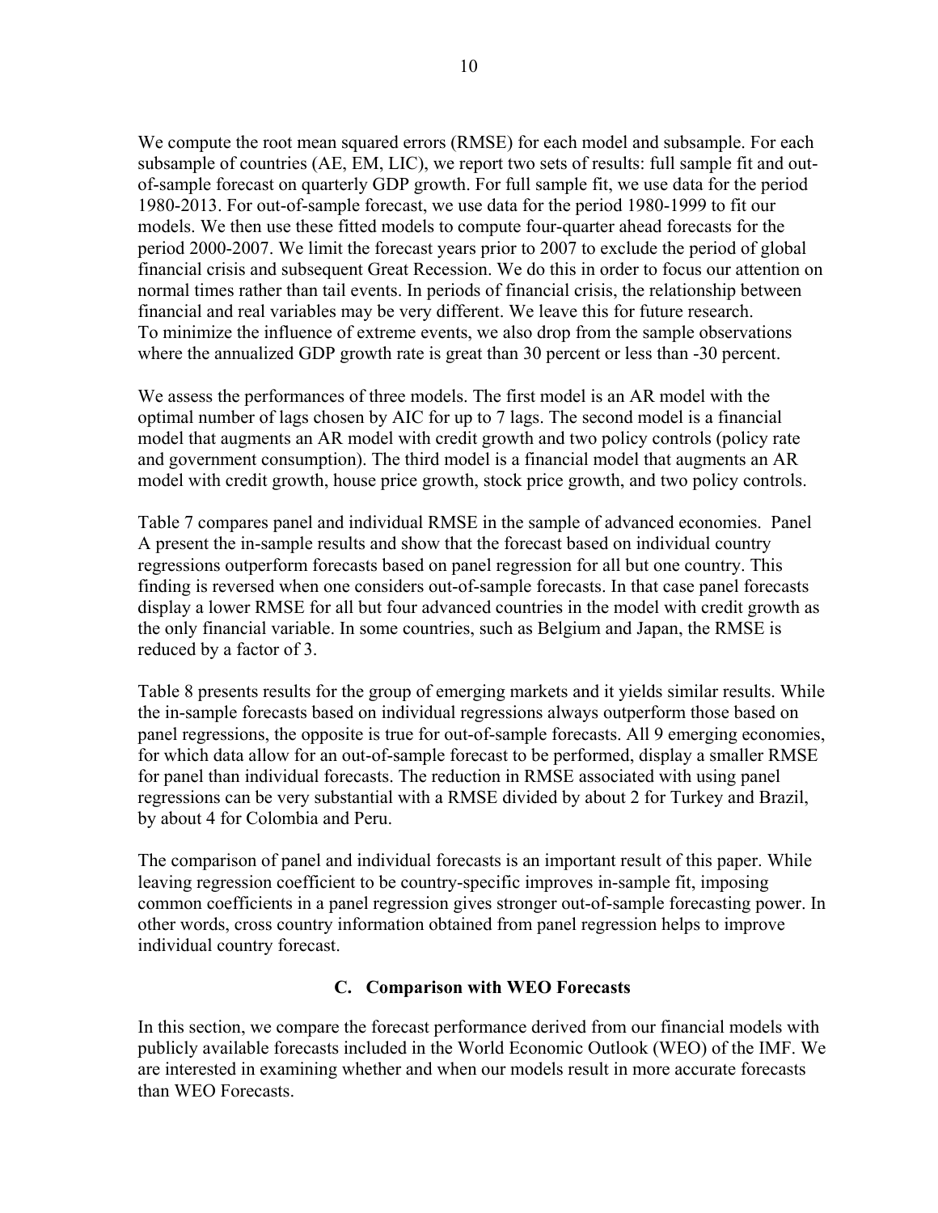We compute the root mean squared errors (RMSE) for each model and subsample. For each subsample of countries (AE, EM, LIC), we report two sets of results: full sample fit and out-of-sample forecast on quarterly GDP growth. For full sample fit, we use data for the period 1980-2013. For out-of-sample forecast, we use data for the period 1980-1999 to fit our models. We then use these fitted models to compute four-quarter ahead forecasts for the period 2000-2007. We limit the forecast years prior to 2007 to exclude the period of global financial crisis and subsequent Great Recession. We do this in order to focus our attention on normal times rather than tail events. In periods of financial crisis, the relationship between financial and real variables may be very different. We leave this for future research. To minimize the influence of extreme events, we also drop from the sample observations where the annualized GDP growth rate is great than 30 percent or less than -30 percent.

We assess the performances of three models. The first model is an AR model with the optimal number of lags chosen by AIC for up to 7 lags. The second model is a financial model that augments an AR model with credit growth and two policy controls (policy rate and government consumption). The third model is a financial model that augments an AR model with credit growth, house price growth, stock price growth, and two policy controls.

Table 7 compares panel and individual RMSE in the sample of advanced economies. Panel A present the in-sample results and show that the forecast based on individual country regressions outperform forecasts based on panel regression for all but one country. This finding is reversed when one considers out-of-sample forecasts. In that case panel forecasts display a lower RMSE for all but four advanced countries in the model with credit growth as the only financial variable. In some countries, such as Belgium and Japan, the RMSE is reduced by a factor of 3.

Table 8 presents results for the group of emerging markets and it yields similar results. While the in-sample forecasts based on individual regressions always outperform those based on panel regressions, the opposite is true for out-of-sample forecasts. All 9 emerging economies, for which data allow for an out-of-sample forecast to be performed, display a smaller RMSE for panel than individual forecasts. The reduction in RMSE associated with using panel regressions can be very substantial with a RMSE divided by about 2 for Turkey and Brazil, by about 4 for Colombia and Peru.

The comparison of panel and individual forecasts is an important result of this paper. While leaving regression coefficient to be country-specific improves in-sample fit, imposing common coefficients in a panel regression gives stronger out-of-sample forecasting power. In other words, cross country information obtained from panel regression helps to improve individual country forecast.

### C. Comparison with WEO Forecasts

In this section, we compare the forecast performance derived from our financial models with publicly available forecasts included in the World Economic Outlook (WEO) of the IMF. We are interested in examining whether and when our models result in more accurate forecasts than WEO Forecasts.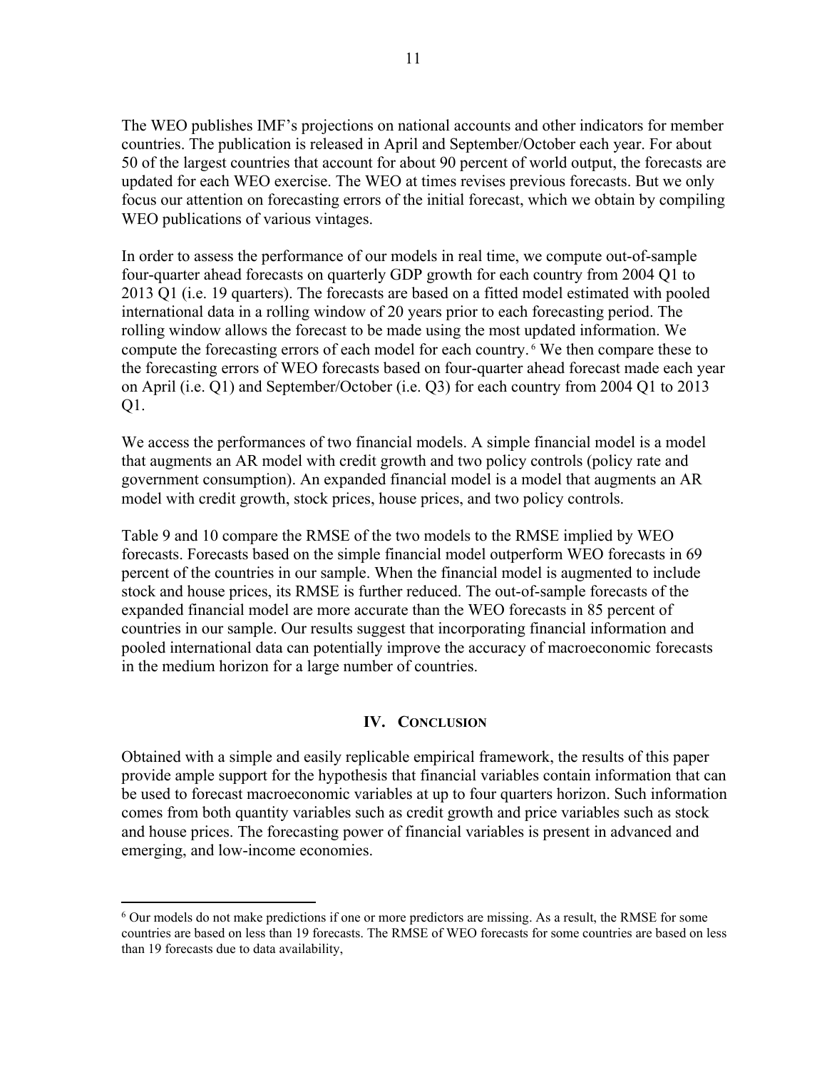The WEO publishes IMF's projections on national accounts and other indicators for member countries. The publication is released in April and September/October each year. For about 50 of the largest countries that account for about 90 percent of world output, the forecasts are updated for each WEO exercise. The WEO at times revises previous forecasts. But we only focus our attention on forecasting errors of the initial forecast, which we obtain by compiling WEO publications of various vintages.

In order to assess the performance of our models in real time, we compute out-of-sample four-quarter ahead forecasts on quarterly GDP growth for each country from 2004 Q1 to 2013 Q1 (i.e. 19 quarters). The forecasts are based on a fitted model estimated with pooled international data in a rolling window of 20 years prior to each forecasting period. The rolling window allows the forecast to be made using the most updated information. We compute the forecasting errors of each model for each country.[6] We then compare these to the forecasting errors of WEO forecasts based on four-quarter ahead forecast made each year on April (i.e. Q1) and September/October (i.e. Q3) for each country from 2004 Q1 to 2013 Q1.

We access the performances of two financial models. A simple financial model is a model that augments an AR model with credit growth and two policy controls (policy rate and government consumption). An expanded financial model is a model that augments an AR model with credit growth, stock prices, house prices, and two policy controls.

Table 9 and 10 compare the RMSE of the two models to the RMSE implied by WEO forecasts. Forecasts based on the simple financial model outperform WEO forecasts in 69 percent of the countries in our sample. When the financial model is augmented to include stock and house prices, its RMSE is further reduced. The out-of-sample forecasts of the expanded financial model are more accurate than the WEO forecasts in 85 percent of countries in our sample. Our results suggest that incorporating financial information and pooled international data can potentially improve the accuracy of macroeconomic forecasts in the medium horizon for a large number of countries.

## IV. Conclusion

Obtained with a simple and easily replicable empirical framework, the results of this paper provide ample support for the hypothesis that financial variables contain information that can be used to forecast macroeconomic variables at up to four quarters horizon. Such information comes from both quantity variables such as credit growth and price variables such as stock and house prices. The forecasting power of financial variables is present in advanced and emerging, and low-income economies.

[6] Our models do not make predictions if one or more predictors are missing. As a result, the RMSE for some countries are based on less than 19 forecasts. The RMSE of WEO forecasts for some countries are based on less than 19 forecasts due to data availability,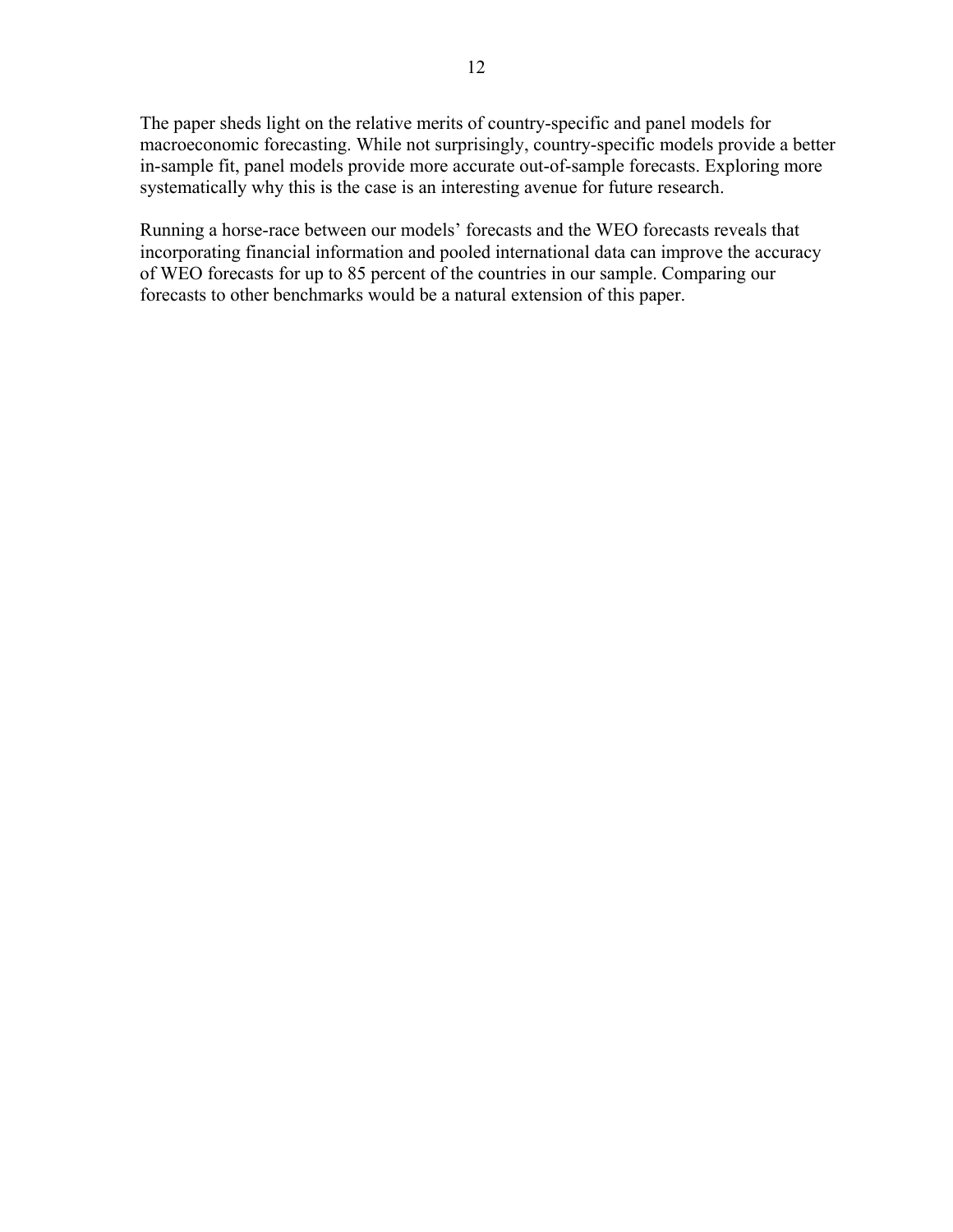The paper sheds light on the relative merits of country-specific and panel models for macroeconomic forecasting. While not surprisingly, country-specific models provide a better in-sample fit, panel models provide more accurate out-of-sample forecasts. Exploring more systematically why this is the case is an interesting avenue for future research.

Running a horse-race between our models' forecasts and the WEO forecasts reveals that incorporating financial information and pooled international data can improve the accuracy of WEO forecasts for up to 85 percent of the countries in our sample. Comparing our forecasts to other benchmarks would be a natural extension of this paper.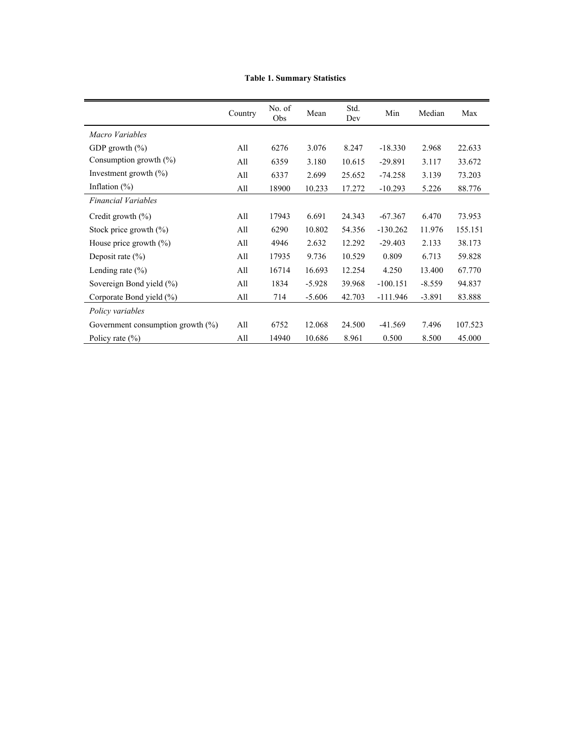**Table 1. Summary Statistics**

| | Country | No. of Obs | Mean | Std. Dev | Min | Median | Max |
|---|---|---|---|---|---|---|---|
| *Macro Variables* | | | | | | | |
| GDP growth (%) | All | 6276 | 3.076 | 8.247 | -18.330 | 2.968 | 22.633 |
| Consumption growth (%) | All | 6359 | 3.180 | 10.615 | -29.891 | 3.117 | 33.672 |
| Investment growth (%) | All | 6337 | 2.699 | 25.652 | -74.258 | 3.139 | 73.203 |
| Inflation (%) | All | 18900 | 10.233 | 17.272 | -10.293 | 5.226 | 88.776 |
| *Financial Variables* | | | | | | | |
| Credit growth (%) | All | 17943 | 6.691 | 24.343 | -67.367 | 6.470 | 73.953 |
| Stock price growth (%) | All | 6290 | 10.802 | 54.356 | -130.262 | 11.976 | 155.151 |
| House price growth (%) | All | 4946 | 2.632 | 12.292 | -29.403 | 2.133 | 38.173 |
| Deposit rate (%) | All | 17935 | 9.736 | 10.529 | 0.809 | 6.713 | 59.828 |
| Lending rate (%) | All | 16714 | 16.693 | 12.254 | 4.250 | 13.400 | 67.770 |
| Sovereign Bond yield (%) | All | 1834 | -5.928 | 39.968 | -100.151 | -8.559 | 94.837 |
| Corporate Bond yield (%) | All | 714 | -5.606 | 42.703 | -111.946 | -3.891 | 83.888 |
| *Policy variables* | | | | | | | |
| Government consumption growth (%) | All | 6752 | 12.068 | 24.500 | -41.569 | 7.496 | 107.523 |
| Policy rate (%) | All | 14940 | 10.686 | 8.961 | 0.500 | 8.500 | 45.000 |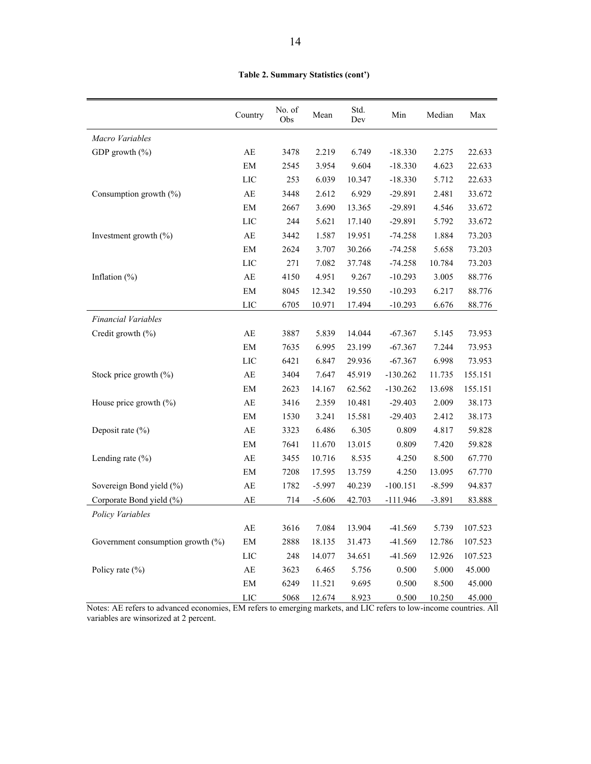**Table 2. Summary Statistics (cont')**

| | Country | No. of Obs | Mean | Std. Dev | Min | Median | Max |
|---|---|---|---|---|---|---|---|
| *Macro Variables* | | | | | | | |
| GDP growth (%) | AE | 3478 | 2.219 | 6.749 | -18.330 | 2.275 | 22.633 |
| | EM | 2545 | 3.954 | 9.604 | -18.330 | 4.623 | 22.633 |
| | LIC | 253 | 6.039 | 10.347 | -18.330 | 5.712 | 22.633 |
| Consumption growth (%) | AE | 3448 | 2.612 | 6.929 | -29.891 | 2.481 | 33.672 |
| | EM | 2667 | 3.690 | 13.365 | -29.891 | 4.546 | 33.672 |
| | LIC | 244 | 5.621 | 17.140 | -29.891 | 5.792 | 33.672 |
| Investment growth (%) | AE | 3442 | 1.587 | 19.951 | -74.258 | 1.884 | 73.203 |
| | EM | 2624 | 3.707 | 30.266 | -74.258 | 5.658 | 73.203 |
| | LIC | 271 | 7.082 | 37.748 | -74.258 | 10.784 | 73.203 |
| Inflation (%) | AE | 4150 | 4.951 | 9.267 | -10.293 | 3.005 | 88.776 |
| | EM | 8045 | 12.342 | 19.550 | -10.293 | 6.217 | 88.776 |
| | LIC | 6705 | 10.971 | 17.494 | -10.293 | 6.676 | 88.776 |
| *Financial Variables* | | | | | | | |
| Credit growth (%) | AE | 3887 | 5.839 | 14.044 | -67.367 | 5.145 | 73.953 |
| | EM | 7635 | 6.995 | 23.199 | -67.367 | 7.244 | 73.953 |
| | LIC | 6421 | 6.847 | 29.936 | -67.367 | 6.998 | 73.953 |
| Stock price growth (%) | AE | 3404 | 7.647 | 45.919 | -130.262 | 11.735 | 155.151 |
| | EM | 2623 | 14.167 | 62.562 | -130.262 | 13.698 | 155.151 |
| House price growth (%) | AE | 3416 | 2.359 | 10.481 | -29.403 | 2.009 | 38.173 |
| | EM | 1530 | 3.241 | 15.581 | -29.403 | 2.412 | 38.173 |
| Deposit rate (%) | AE | 3323 | 6.486 | 6.305 | 0.809 | 4.817 | 59.828 |
| | EM | 7641 | 11.670 | 13.015 | 0.809 | 7.420 | 59.828 |
| Lending rate (%) | AE | 3455 | 10.716 | 8.535 | 4.250 | 8.500 | 67.770 |
| | EM | 7208 | 17.595 | 13.759 | 4.250 | 13.095 | 67.770 |
| Sovereign Bond yield (%) | AE | 1782 | -5.997 | 40.239 | -100.151 | -8.599 | 94.837 |
| Corporate Bond yield (%) | AE | 714 | -5.606 | 42.703 | -111.946 | -3.891 | 83.888 |
| *Policy Variables* | | | | | | | |
| | AE | 3616 | 7.084 | 13.904 | -41.569 | 5.739 | 107.523 |
| Government consumption growth (%) | EM | 2888 | 18.135 | 31.473 | -41.569 | 12.786 | 107.523 |
| | LIC | 248 | 14.077 | 34.651 | -41.569 | 12.926 | 107.523 |
| Policy rate (%) | AE | 3623 | 6.465 | 5.756 | 0.500 | 5.000 | 45.000 |
| | EM | 6249 | 11.521 | 9.695 | 0.500 | 8.500 | 45.000 |
| | LIC | 5068 | 12.674 | 8.923 | 0.500 | 10.250 | 45.000 |

Notes: AE refers to advanced economies, EM refers to emerging markets, and LIC refers to low-income countries. All variables are winsorized at 2 percent.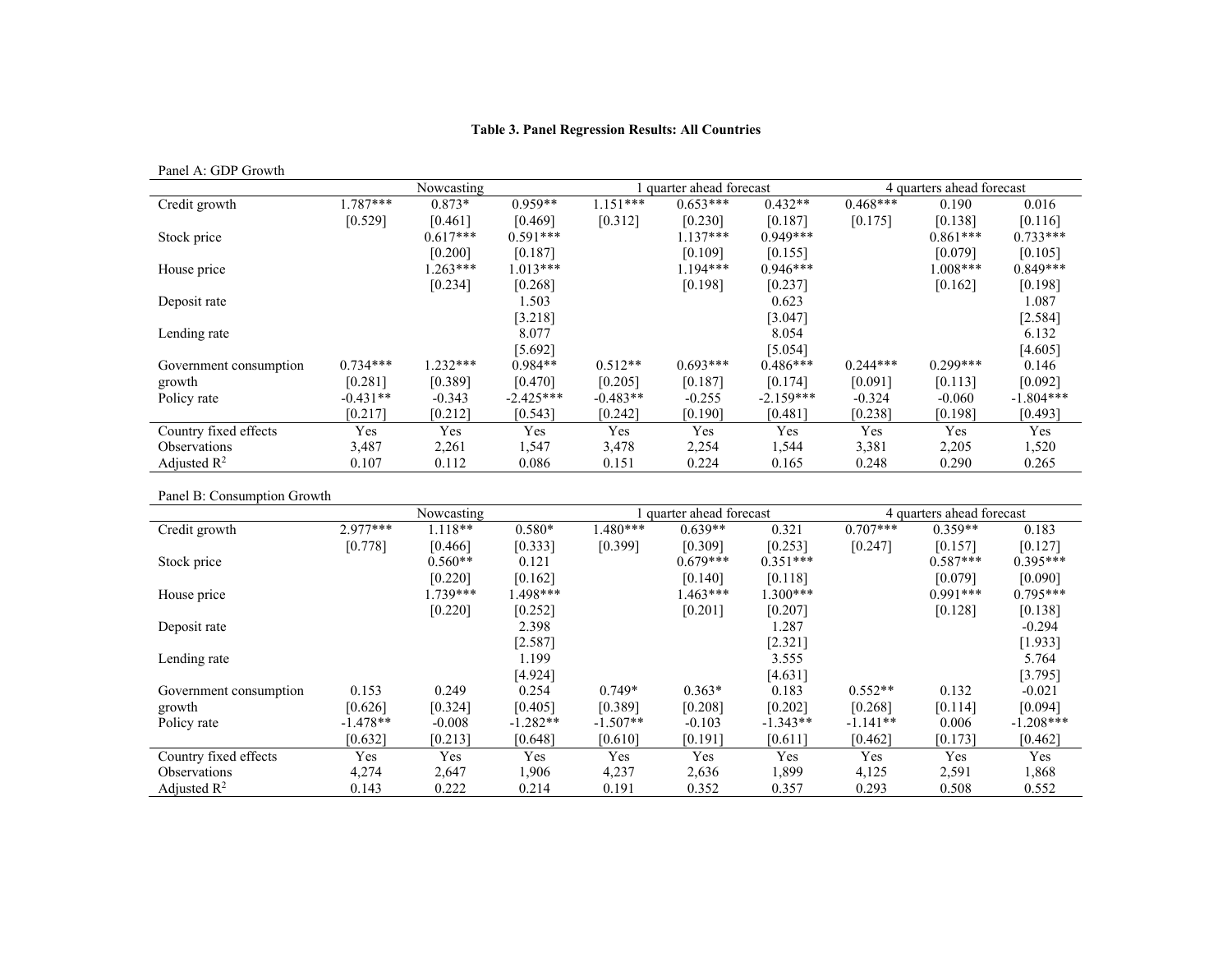**Table 3. Panel Regression Results: All Countries**

Panel A: GDP Growth

| | Nowcasting | | | 1 quarter ahead forecast | | | 4 quarters ahead forecast | | |
|---|---|---|---|---|---|---|---|---|---|
| Credit growth | 1.787*** | 0.873* | 0.959** | 1.151*** | 0.653*** | 0.432** | 0.468*** | 0.190 | 0.016 |
| | [0.529] | [0.461] | [0.469] | [0.312] | [0.230] | [0.187] | [0.175] | [0.138] | [0.116] |
| Stock price | | 0.617*** | 0.591*** | | 1.137*** | 0.949*** | | 0.861*** | 0.733*** |
| | | [0.200] | [0.187] | | [0.109] | [0.155] | | [0.079] | [0.105] |
| House price | | 1.263*** | 1.013*** | | 1.194*** | 0.946*** | | 1.008*** | 0.849*** |
| | | [0.234] | [0.268] | | [0.198] | [0.237] | | [0.162] | [0.198] |
| Deposit rate | | | 1.503 | | | 0.623 | | | 1.087 |
| | | | [3.218] | | | [3.047] | | | [2.584] |
| Lending rate | | | 8.077 | | | 8.054 | | | 6.132 |
| | | | [5.692] | | | [5.054] | | | [4.605] |
| Government consumption | 0.734*** | 1.232*** | 0.984** | 0.512** | 0.693*** | 0.486*** | 0.244*** | 0.299*** | 0.146 |
| growth | [0.281] | [0.389] | [0.470] | [0.205] | [0.187] | [0.174] | [0.091] | [0.113] | [0.092] |
| Policy rate | -0.431** | -0.343 | -2.425*** | -0.483** | -0.255 | -2.159*** | -0.324 | -0.060 | -1.804*** |
| | [0.217] | [0.212] | [0.543] | [0.242] | [0.190] | [0.481] | [0.238] | [0.198] | [0.493] |
| Country fixed effects | Yes | Yes | Yes | Yes | Yes | Yes | Yes | Yes | Yes |
| Observations | 3,487 | 2,261 | 1,547 | 3,478 | 2,254 | 1,544 | 3,381 | 2,205 | 1,520 |
| Adjusted $R^2$ | 0.107 | 0.112 | 0.086 | 0.151 | 0.224 | 0.165 | 0.248 | 0.290 | 0.265 |

Panel B: Consumption Growth

| | Nowcasting | | | 1 quarter ahead forecast | | | 4 quarters ahead forecast | | |
|---|---|---|---|---|---|---|---|---|---|
| Credit growth | 2.977*** | 1.118** | 0.580* | 1.480*** | 0.639** | 0.321 | 0.707*** | 0.359** | 0.183 |
| | [0.778] | [0.466] | [0.333] | [0.399] | [0.309] | [0.253] | [0.247] | [0.157] | [0.127] |
| Stock price | | 0.560** | 0.121 | | 0.679*** | 0.351*** | | 0.587*** | 0.395*** |
| | | [0.220] | [0.162] | | [0.140] | [0.118] | | [0.079] | [0.090] |
| House price | | 1.739*** | 1.498*** | | 1.463*** | 1.300*** | | 0.991*** | 0.795*** |
| | | [0.220] | [0.252] | | [0.201] | [0.207] | | [0.128] | [0.138] |
| Deposit rate | | | 2.398 | | | 1.287 | | | -0.294 |
| | | | [2.587] | | | [2.321] | | | [1.933] |
| Lending rate | | | 1.199 | | | 3.555 | | | 5.764 |
| | | | [4.924] | | | [4.631] | | | [3.795] |
| Government consumption | 0.153 | 0.249 | 0.254 | 0.749* | 0.363* | 0.183 | 0.552** | 0.132 | -0.021 |
| growth | [0.626] | [0.324] | [0.405] | [0.389] | [0.208] | [0.202] | [0.268] | [0.114] | [0.094] |
| Policy rate | -1.478** | -0.008 | -1.282** | -1.507** | -0.103 | -1.343** | -1.141** | 0.006 | -1.208*** |
| | [0.632] | [0.213] | [0.648] | [0.610] | [0.191] | [0.611] | [0.462] | [0.173] | [0.462] |
| Country fixed effects | Yes | Yes | Yes | Yes | Yes | Yes | Yes | Yes | Yes |
| Observations | 4,274 | 2,647 | 1,906 | 4,237 | 2,636 | 1,899 | 4,125 | 2,591 | 1,868 |
| Adjusted $R^2$ | 0.143 | 0.222 | 0.214 | 0.191 | 0.352 | 0.357 | 0.293 | 0.508 | 0.552 |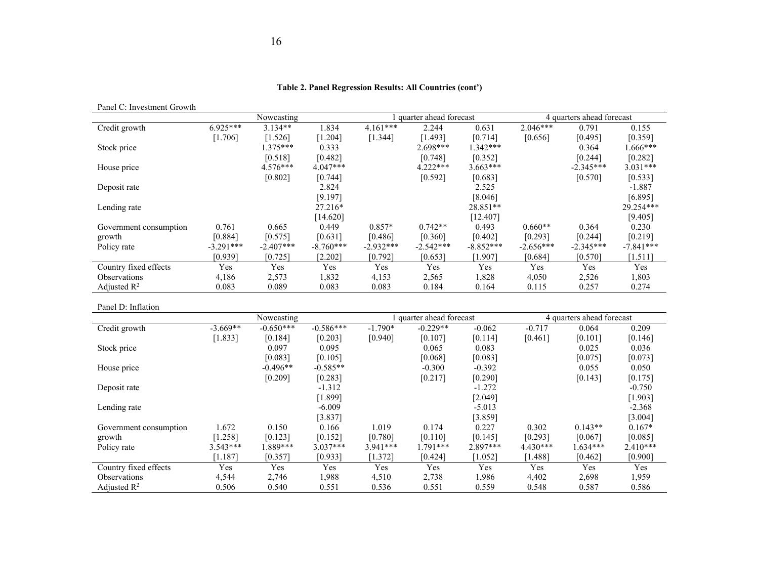**Table 2. Panel Regression Results: All Countries (cont')**

Panel C: Investment Growth

| | Nowcasting | | | 1 quarter ahead forecast | | | 4 quarters ahead forecast | | |
|---|---|---|---|---|---|---|---|---|---|
| Credit growth | 6.925*** | 3.134** | 1.834 | 4.161*** | 2.244 | 0.631 | 2.046*** | 0.791 | 0.155 |
| | [1.706] | [1.526] | [1.204] | [1.344] | [1.493] | [0.714] | [0.656] | [0.495] | [0.359] |
| Stock price | | 1.375*** | 0.333 | | 2.698*** | 1.342*** | | 0.364 | 1.666*** |
| | | [0.518] | [0.482] | | [0.748] | [0.352] | | [0.244] | [0.282] |
| House price | | 4.576*** | 4.047*** | | 4.222*** | 3.663*** | | -2.345*** | 3.031*** |
| | | [0.802] | [0.744] | | [0.592] | [0.683] | | [0.570] | [0.533] |
| Deposit rate | | | 2.824 | | | 2.525 | | | -1.887 |
| | | | [9.197] | | | [8.046] | | | [6.895] |
| Lending rate | | | 27.216* | | | 28.851** | | | 29.254*** |
| | | | [14.620] | | | [12.407] | | | [9.405] |
| Government consumption growth | 0.761 | 0.665 | 0.449 | 0.857* | 0.742** | 0.493 | 0.660** | 0.364 | 0.230 |
| | [0.884] | [0.575] | [0.631] | [0.486] | [0.360] | [0.402] | [0.293] | [0.244] | [0.219] |
| Policy rate | -3.291*** | -2.407*** | -8.760*** | -2.932*** | -2.542*** | -8.852*** | -2.656*** | -2.345*** | -7.841*** |
| | [0.939] | [0.725] | [2.202] | [0.792] | [0.653] | [1.907] | [0.684] | [0.570] | [1.511] |
| Country fixed effects | Yes | Yes | Yes | Yes | Yes | Yes | Yes | Yes | Yes |
| Observations | 4,186 | 2,573 | 1,832 | 4,153 | 2,565 | 1,828 | 4,050 | 2,526 | 1,803 |
| Adjusted $R^2$ | 0.083 | 0.089 | 0.083 | 0.083 | 0.184 | 0.164 | 0.115 | 0.257 | 0.274 |

Panel D: Inflation

| | Nowcasting | | | 1 quarter ahead forecast | | | 4 quarters ahead forecast | | |
|---|---|---|---|---|---|---|---|---|---|
| Credit growth | -3.669** | -0.650*** | -0.586*** | -1.790* | -0.229** | -0.062 | -0.717 | 0.064 | 0.209 |
| | [1.833] | [0.184] | [0.203] | [0.940] | [0.107] | [0.114] | [0.461] | [0.101] | [0.146] |
| Stock price | | 0.097 | 0.095 | | 0.065 | 0.083 | | 0.025 | 0.036 |
| | | [0.083] | [0.105] | | [0.068] | [0.083] | | [0.075] | [0.073] |
| House price | | -0.496** | -0.585** | | -0.300 | -0.392 | | 0.055 | 0.050 |
| | | [0.209] | [0.283] | | [0.217] | [0.290] | | [0.143] | [0.175] |
| Deposit rate | | | -1.312 | | | -1.272 | | | -0.750 |
| | | | [1.899] | | | [2.049] | | | [1.903] |
| Lending rate | | | -6.009 | | | -5.013 | | | -2.368 |
| | | | [3.837] | | | [3.859] | | | [3.004] |
| Government consumption growth | 1.672 | 0.150 | 0.166 | 1.019 | 0.174 | 0.227 | 0.302 | 0.143** | 0.167* |
| | [1.258] | [0.123] | [0.152] | [0.780] | [0.110] | [0.145] | [0.293] | [0.067] | [0.085] |
| Policy rate | 3.543*** | 1.889*** | 3.037*** | 3.941*** | 1.791*** | 2.897*** | 4.430*** | 1.634*** | 2.410*** |
| | [1.187] | [0.357] | [0.933] | [1.372] | [0.424] | [1.052] | [1.488] | [0.462] | [0.900] |
| Country fixed effects | Yes | Yes | Yes | Yes | Yes | Yes | Yes | Yes | Yes |
| Observations | 4,544 | 2,746 | 1,988 | 4,510 | 2,738 | 1,986 | 4,402 | 2,698 | 1,959 |
| Adjusted $R^2$ | 0.506 | 0.540 | 0.551 | 0.536 | 0.551 | 0.559 | 0.548 | 0.587 | 0.586 |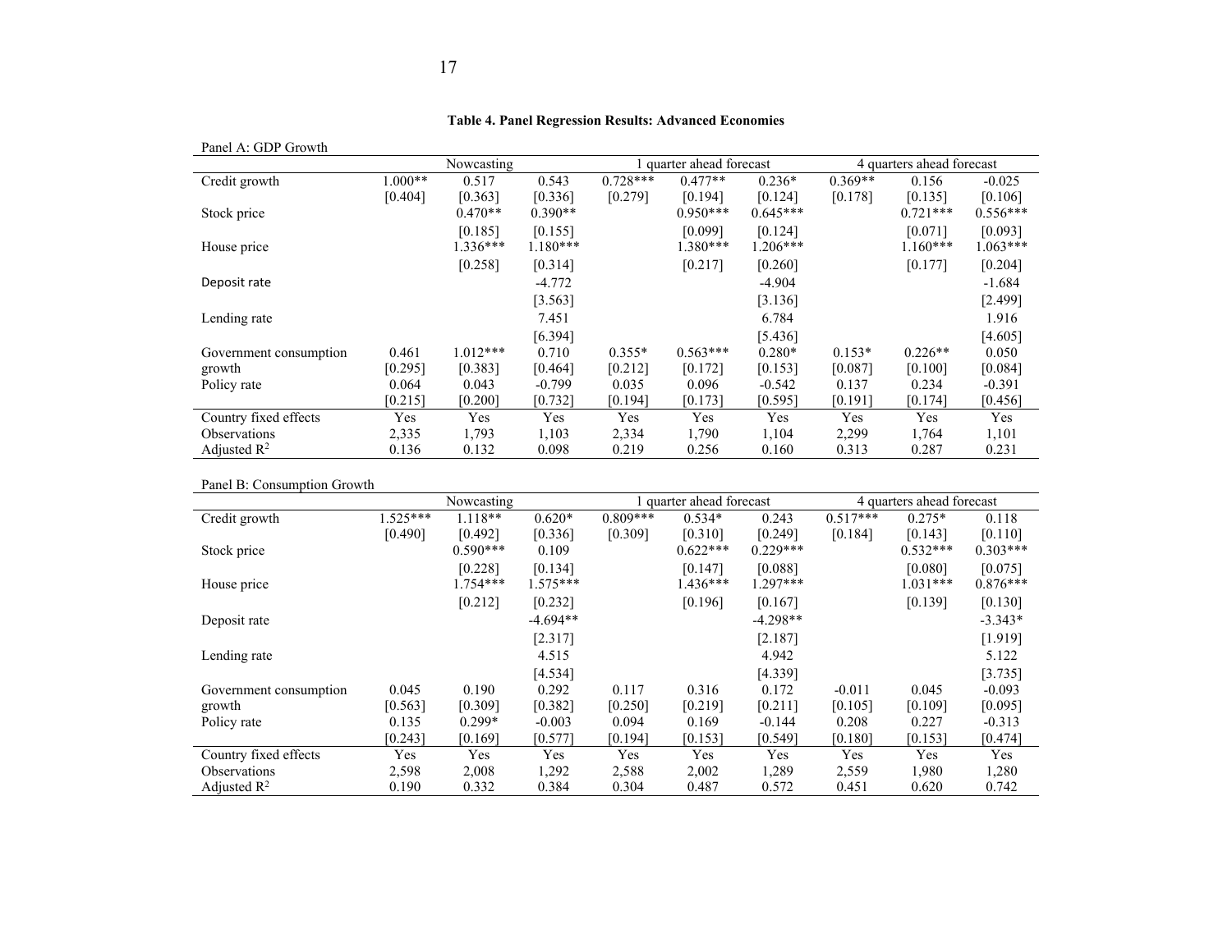**Table 4. Panel Regression Results: Advanced Economies**

Panel A: GDP Growth

| | Nowcasting | | | 1 quarter ahead forecast | | | 4 quarters ahead forecast | | |
|---|---|---|---|---|---|---|---|---|---|
| Credit growth | 1.000** | 0.517 | 0.543 | 0.728*** | 0.477** | 0.236* | 0.369** | 0.156 | -0.025 |
| | [0.404] | [0.363] | [0.336] | [0.279] | [0.194] | [0.124] | [0.178] | [0.135] | [0.106] |
| Stock price | | 0.470** | 0.390** | | 0.950*** | 0.645*** | | 0.721*** | 0.556*** |
| | | [0.185] | [0.155] | | [0.099] | [0.124] | | [0.071] | [0.093] |
| House price | | 1.336*** | 1.180*** | | 1.380*** | 1.206*** | | 1.160*** | 1.063*** |
| | | [0.258] | [0.314] | | [0.217] | [0.260] | | [0.177] | [0.204] |
| Deposit rate | | | -4.772 | | | -4.904 | | | -1.684 |
| | | | [3.563] | | | [3.136] | | | [2.499] |
| Lending rate | | | 7.451 | | | 6.784 | | | 1.916 |
| | | | [6.394] | | | [5.436] | | | [4.605] |
| Government consumption | 0.461 | 1.012*** | 0.710 | 0.355* | 0.563*** | 0.280* | 0.153* | 0.226** | 0.050 |
| growth | [0.295] | [0.383] | [0.464] | [0.212] | [0.172] | [0.153] | [0.087] | [0.100] | [0.084] |
| Policy rate | 0.064 | 0.043 | -0.799 | 0.035 | 0.096 | -0.542 | 0.137 | 0.234 | -0.391 |
| | [0.215] | [0.200] | [0.732] | [0.194] | [0.173] | [0.595] | [0.191] | [0.174] | [0.456] |
| Country fixed effects | Yes | Yes | Yes | Yes | Yes | Yes | Yes | Yes | Yes |
| Observations | 2,335 | 1,793 | 1,103 | 2,334 | 1,790 | 1,104 | 2,299 | 1,764 | 1,101 |
| Adjusted $R^2$ | 0.136 | 0.132 | 0.098 | 0.219 | 0.256 | 0.160 | 0.313 | 0.287 | 0.231 |

Panel B: Consumption Growth

| | Nowcasting | | | 1 quarter ahead forecast | | | 4 quarters ahead forecast | | |
|---|---|---|---|---|---|---|---|---|---|
| Credit growth | 1.525*** | 1.118** | 0.620* | 0.809*** | 0.534* | 0.243 | 0.517*** | 0.275* | 0.118 |
| | [0.490] | [0.492] | [0.336] | [0.309] | [0.310] | [0.249] | [0.184] | [0.143] | [0.110] |
| Stock price | | 0.590*** | 0.109 | | 0.622*** | 0.229*** | | 0.532*** | 0.303*** |
| | | [0.228] | [0.134] | | [0.147] | [0.088] | | [0.080] | [0.075] |
| House price | | 1.754*** | 1.575*** | | 1.436*** | 1.297*** | | 1.031*** | 0.876*** |
| | | [0.212] | [0.232] | | [0.196] | [0.167] | | [0.139] | [0.130] |
| Deposit rate | | | -4.694** | | | -4.298** | | | -3.343* |
| | | | [2.317] | | | [2.187] | | | [1.919] |
| Lending rate | | | 4.515 | | | 4.942 | | | 5.122 |
| | | | [4.534] | | | [4.339] | | | [3.735] |
| Government consumption | 0.045 | 0.190 | 0.292 | 0.117 | 0.316 | 0.172 | -0.011 | 0.045 | -0.093 |
| growth | [0.563] | [0.309] | [0.382] | [0.250] | [0.219] | [0.211] | [0.105] | [0.109] | [0.095] |
| Policy rate | 0.135 | 0.299* | -0.003 | 0.094 | 0.169 | -0.144 | 0.208 | 0.227 | -0.313 |
| | [0.243] | [0.169] | [0.577] | [0.194] | [0.153] | [0.549] | [0.180] | [0.153] | [0.474] |
| Country fixed effects | Yes | Yes | Yes | Yes | Yes | Yes | Yes | Yes | Yes |
| Observations | 2,598 | 2,008 | 1,292 | 2,588 | 2,002 | 1,289 | 2,559 | 1,980 | 1,280 |
| Adjusted $R^2$ | 0.190 | 0.332 | 0.384 | 0.304 | 0.487 | 0.572 | 0.451 | 0.620 | 0.742 |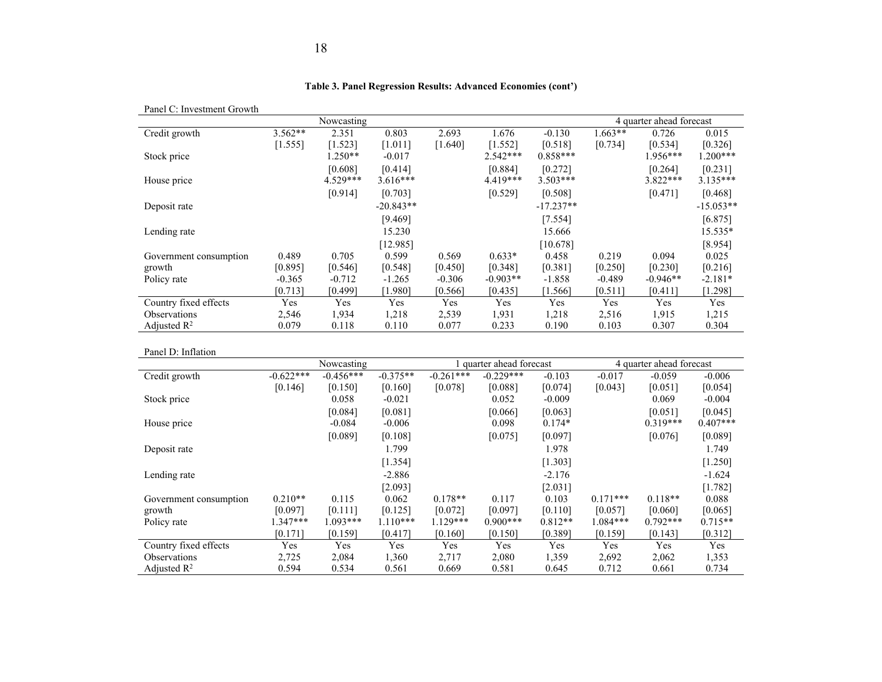**Table 3. Panel Regression Results: Advanced Economies (cont')**

Panel C: Investment Growth

| | Nowcasting | | | | | | 4 quarter ahead forecast | | |
|---|---|---|---|---|---|---|---|---|---|
| Credit growth | 3.562** | 2.351 | 0.803 | 2.693 | 1.676 | -0.130 | 1.663** | 0.726 | 0.015 |
| | [1.555] | [1.523] | [1.011] | [1.640] | [1.552] | [0.518] | [0.734] | [0.534] | [0.326] |
| Stock price | | 1.250** | -0.017 | | 2.542*** | 0.858*** | | 1.956*** | 1.200*** |
| | | [0.608] | [0.414] | | [0.884] | [0.272] | | [0.264] | [0.231] |
| House price | | 4.529*** | 3.616*** | | 4.419*** | 3.503*** | | 3.822*** | 3.135*** |
| | | [0.914] | [0.703] | | [0.529] | [0.508] | | [0.471] | [0.468] |
| Deposit rate | | | -20.843** | | | -17.237** | | | -15.053** |
| | | | [9.469] | | | [7.554] | | | [6.875] |
| Lending rate | | | 15.230 | | | 15.666 | | | 15.535* |
| | | | [12.985] | | | [10.678] | | | [8.954] |
| Government consumption growth | 0.489 | 0.705 | 0.599 | 0.569 | 0.633* | 0.458 | 0.219 | 0.094 | 0.025 |
| | [0.895] | [0.546] | [0.548] | [0.450] | [0.348] | [0.381] | [0.250] | [0.230] | [0.216] |
| Policy rate | -0.365 | -0.712 | -1.265 | -0.306 | -0.903** | -1.858 | -0.489 | -0.946** | -2.181* |
| | [0.713] | [0.499] | [1.980] | [0.566] | [0.435] | [1.566] | [0.511] | [0.411] | [1.298] |
| Country fixed effects | Yes | Yes | Yes | Yes | Yes | Yes | Yes | Yes | Yes |
| Observations | 2,546 | 1,934 | 1,218 | 2,539 | 1,931 | 1,218 | 2,516 | 1,915 | 1,215 |
| Adjusted $R^2$ | 0.079 | 0.118 | 0.110 | 0.077 | 0.233 | 0.190 | 0.103 | 0.307 | 0.304 |

Panel D: Inflation

| | Nowcasting | | | 1 quarter ahead forecast | | | 4 quarter ahead forecast | | |
|---|---|---|---|---|---|---|---|---|---|
| Credit growth | -0.622*** | -0.456*** | -0.375** | -0.261*** | -0.229*** | -0.103 | -0.017 | -0.059 | -0.006 |
| | [0.146] | [0.150] | [0.160] | [0.078] | [0.088] | [0.074] | [0.043] | [0.051] | [0.054] |
| Stock price | | 0.058 | -0.021 | | 0.052 | -0.009 | | 0.069 | -0.004 |
| | | [0.084] | [0.081] | | [0.066] | [0.063] | | [0.051] | [0.045] |
| House price | | -0.084 | -0.006 | | 0.098 | 0.174* | | 0.319*** | 0.407*** |
| | | [0.089] | [0.108] | | [0.075] | [0.097] | | [0.076] | [0.089] |
| Deposit rate | | | 1.799 | | | 1.978 | | | 1.749 |
| | | | [1.354] | | | [1.303] | | | [1.250] |
| Lending rate | | | -2.886 | | | -2.176 | | | -1.624 |
| | | | [2.093] | | | [2.031] | | | [1.782] |
| Government consumption growth | 0.210** | 0.115 | 0.062 | 0.178** | 0.117 | 0.103 | 0.171*** | 0.118** | 0.088 |
| | [0.097] | [0.111] | [0.125] | [0.072] | [0.097] | [0.110] | [0.057] | [0.060] | [0.065] |
| Policy rate | 1.347*** | 1.093*** | 1.110*** | 1.129*** | 0.900*** | 0.812** | 1.084*** | 0.792*** | 0.715** |
| | [0.171] | [0.159] | [0.417] | [0.160] | [0.150] | [0.389] | [0.159] | [0.143] | [0.312] |
| Country fixed effects | Yes | Yes | Yes | Yes | Yes | Yes | Yes | Yes | Yes |
| Observations | 2,725 | 2,084 | 1,360 | 2,717 | 2,080 | 1,359 | 2,692 | 2,062 | 1,353 |
| Adjusted $R^2$ | 0.594 | 0.534 | 0.561 | 0.669 | 0.581 | 0.645 | 0.712 | 0.661 | 0.734 |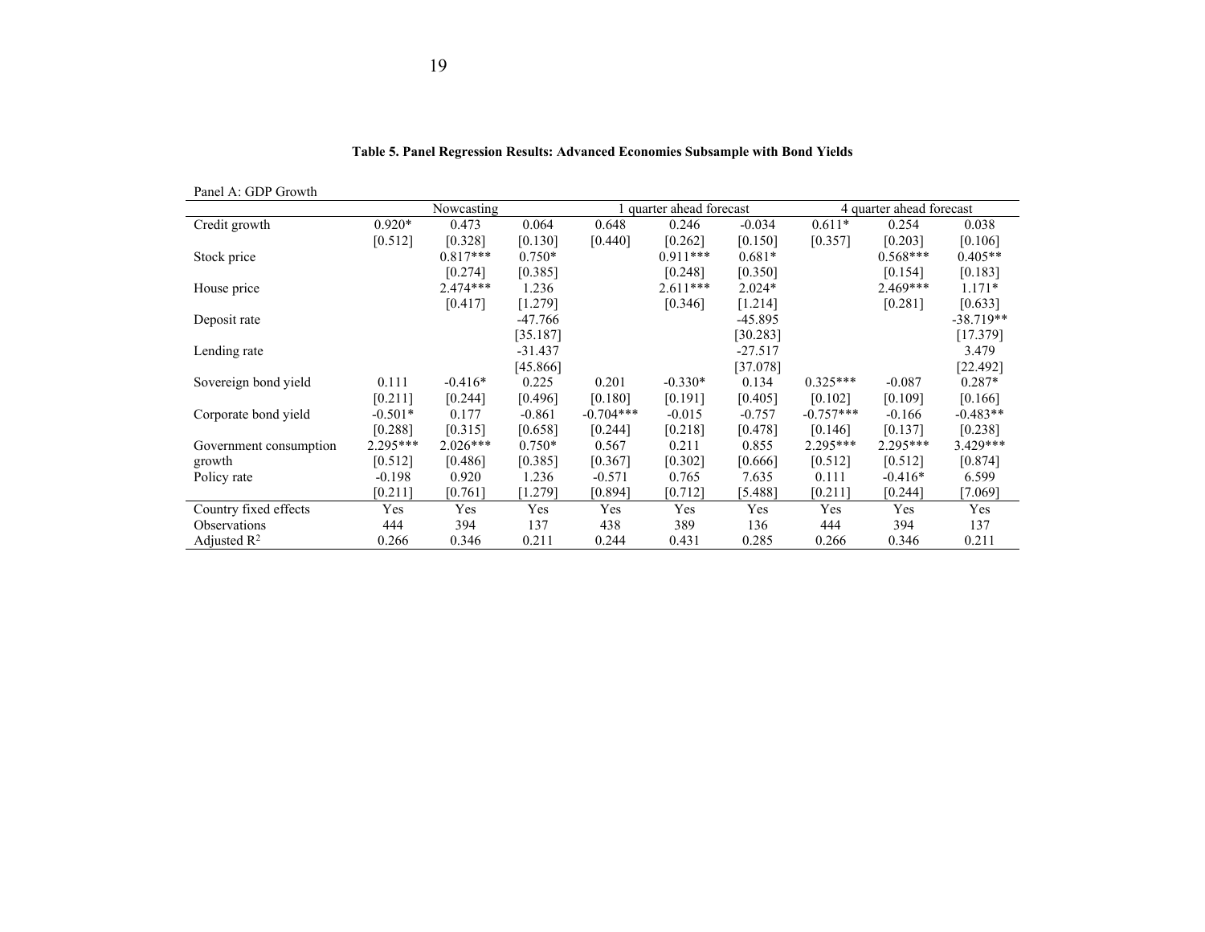**Table 5. Panel Regression Results: Advanced Economies Subsample with Bond Yields**

Panel A: GDP Growth

| | Nowcasting | | | 1 quarter ahead forecast | | | 4 quarter ahead forecast | | |
|---|---|---|---|---|---|---|---|---|---|
| Credit growth | 0.920* | 0.473 | 0.064 | 0.648 | 0.246 | -0.034 | 0.611* | 0.254 | 0.038 |
| | [0.512] | [0.328] | [0.130] | [0.440] | [0.262] | [0.150] | [0.357] | [0.203] | [0.106] |
| Stock price | | 0.817*** | 0.750* | | 0.911*** | 0.681* | | 0.568*** | 0.405** |
| | | [0.274] | [0.385] | | [0.248] | [0.350] | | [0.154] | [0.183] |
| House price | | 2.474*** | 1.236 | | 2.611*** | 2.024* | | 2.469*** | 1.171* |
| | | [0.417] | [1.279] | | [0.346] | [1.214] | | [0.281] | [0.633] |
| Deposit rate | | | -47.766 | | | -45.895 | | | -38.719** |
| | | | [35.187] | | | [30.283] | | | [17.379] |
| Lending rate | | | -31.437 | | | -27.517 | | | 3.479 |
| | | | [45.866] | | | [37.078] | | | [22.492] |
| Sovereign bond yield | 0.111 | -0.416* | 0.225 | 0.201 | -0.330* | 0.134 | 0.325*** | -0.087 | 0.287* |
| | [0.211] | [0.244] | [0.496] | [0.180] | [0.191] | [0.405] | [0.102] | [0.109] | [0.166] |
| Corporate bond yield | -0.501* | 0.177 | -0.861 | -0.704*** | -0.015 | -0.757 | -0.757*** | -0.166 | -0.483** |
| | [0.288] | [0.315] | [0.658] | [0.244] | [0.218] | [0.478] | [0.146] | [0.137] | [0.238] |
| Government consumption | 2.295*** | 2.026*** | 0.750* | 0.567 | 0.211 | 0.855 | 2.295*** | 2.295*** | 3.429*** |
| growth | [0.512] | [0.486] | [0.385] | [0.367] | [0.302] | [0.666] | [0.512] | [0.512] | [0.874] |
| Policy rate | -0.198 | 0.920 | 1.236 | -0.571 | 0.765 | 7.635 | 0.111 | -0.416* | 6.599 |
| | [0.211] | [0.761] | [1.279] | [0.894] | [0.712] | [5.488] | [0.211] | [0.244] | [7.069] |
| Country fixed effects | Yes | Yes | Yes | Yes | Yes | Yes | Yes | Yes | Yes |
| Observations | 444 | 394 | 137 | 438 | 389 | 136 | 444 | 394 | 137 |
| Adjusted $R^2$ | 0.266 | 0.346 | 0.211 | 0.244 | 0.431 | 0.285 | 0.266 | 0.346 | 0.211 |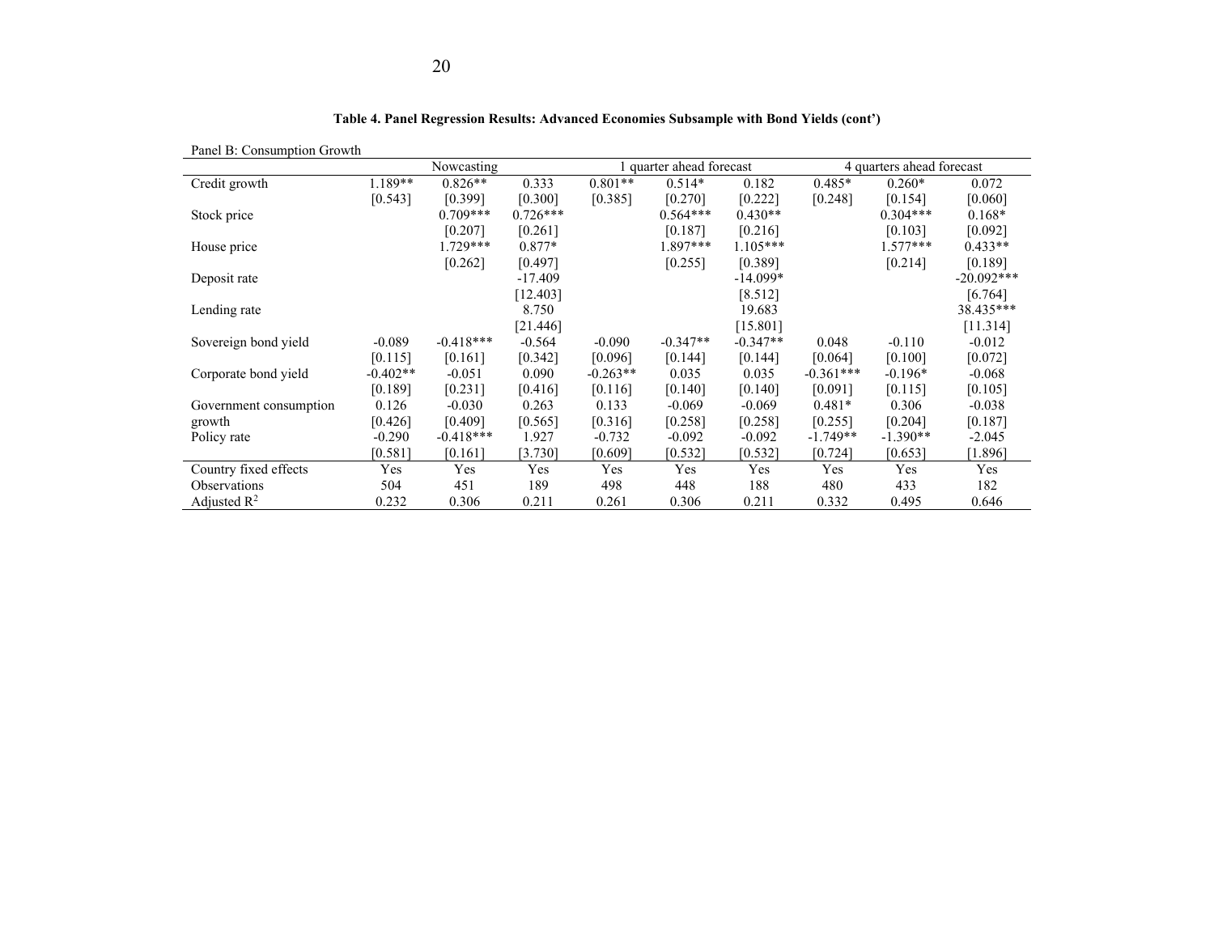**Table 4. Panel Regression Results: Advanced Economies Subsample with Bond Yields (cont')**

Panel B: Consumption Growth

| | Nowcasting | | | 1 quarter ahead forecast | | | 4 quarters ahead forecast | | |
|---|---|---|---|---|---|---|---|---|---|
| Credit growth | 1.189** | 0.826** | 0.333 | 0.801** | 0.514* | 0.182 | 0.485* | 0.260* | 0.072 |
| | [0.543] | [0.399] | [0.300] | [0.385] | [0.270] | [0.222] | [0.248] | [0.154] | [0.060] |
| Stock price | | 0.709*** | 0.726*** | | 0.564*** | 0.430** | | 0.304*** | 0.168* |
| | | [0.207] | [0.261] | | [0.187] | [0.216] | | [0.103] | [0.092] |
| House price | | 1.729*** | 0.877* | | 1.897*** | 1.105*** | | 1.577*** | 0.433** |
| | | [0.262] | [0.497] | | [0.255] | [0.389] | | [0.214] | [0.189] |
| Deposit rate | | | -17.409 | | | -14.099* | | | -20.092*** |
| | | | [12.403] | | | [8.512] | | | [6.764] |
| Lending rate | | | 8.750 | | | 19.683 | | | 38.435*** |
| | | | [21.446] | | | [15.801] | | | [11.314] |
| Sovereign bond yield | -0.089 | -0.418*** | -0.564 | -0.090 | -0.347** | -0.347** | 0.048 | -0.110 | -0.012 |
| | [0.115] | [0.161] | [0.342] | [0.096] | [0.144] | [0.144] | [0.064] | [0.100] | [0.072] |
| Corporate bond yield | -0.402** | -0.051 | 0.090 | -0.263** | 0.035 | 0.035 | -0.361*** | -0.196* | -0.068 |
| | [0.189] | [0.231] | [0.416] | [0.116] | [0.140] | [0.140] | [0.091] | [0.115] | [0.105] |
| Government consumption | 0.126 | -0.030 | 0.263 | 0.133 | -0.069 | -0.069 | 0.481* | 0.306 | -0.038 |
| growth | [0.426] | [0.409] | [0.565] | [0.316] | [0.258] | [0.258] | [0.255] | [0.204] | [0.187] |
| Policy rate | -0.290 | -0.418*** | 1.927 | -0.732 | -0.092 | -0.092 | -1.749** | -1.390** | -2.045 |
| | [0.581] | [0.161] | [3.730] | [0.609] | [0.532] | [0.532] | [0.724] | [0.653] | [1.896] |
| Country fixed effects | Yes | Yes | Yes | Yes | Yes | Yes | Yes | Yes | Yes |
| Observations | 504 | 451 | 189 | 498 | 448 | 188 | 480 | 433 | 182 |
| Adjusted $R^2$ | 0.232 | 0.306 | 0.211 | 0.261 | 0.306 | 0.211 | 0.332 | 0.495 | 0.646 |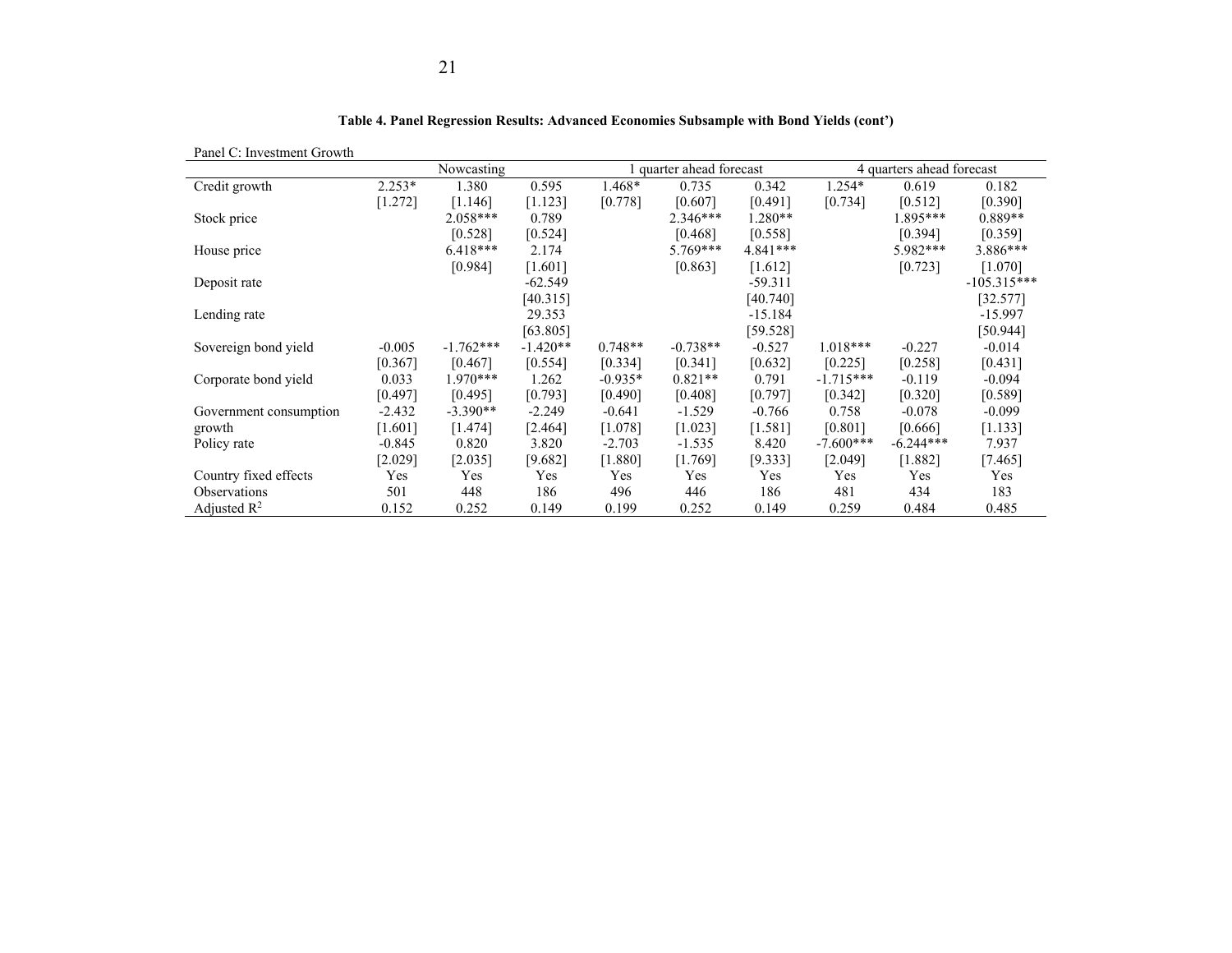**Table 4. Panel Regression Results: Advanced Economies Subsample with Bond Yields (cont')**

Panel C: Investment Growth

| | Nowcasting | | | 1 quarter ahead forecast | | | 4 quarters ahead forecast | | |
|---|---|---|---|---|---|---|---|---|---|
| Credit growth | 2.253* | 1.380 | 0.595 | 1.468* | 0.735 | 0.342 | 1.254* | 0.619 | 0.182 |
| | [1.272] | [1.146] | [1.123] | [0.778] | [0.607] | [0.491] | [0.734] | [0.512] | [0.390] |
| Stock price | | 2.058*** | 0.789 | | 2.346*** | 1.280** | | 1.895*** | 0.889** |
| | | [0.528] | [0.524] | | [0.468] | [0.558] | | [0.394] | [0.359] |
| House price | | 6.418*** | 2.174 | | 5.769*** | 4.841*** | | 5.982*** | 3.886*** |
| | | [0.984] | [1.601] | | [0.863] | [1.612] | | [0.723] | [1.070] |
| Deposit rate | | | -62.549 | | | -59.311 | | | -105.315*** |
| | | | [40.315] | | | [40.740] | | | [32.577] |
| Lending rate | | | 29.353 | | | -15.184 | | | -15.997 |
| | | | [63.805] | | | [59.528] | | | [50.944] |
| Sovereign bond yield | -0.005 | -1.762*** | -1.420** | 0.748** | -0.738** | -0.527 | 1.018*** | -0.227 | -0.014 |
| | [0.367] | [0.467] | [0.554] | [0.334] | [0.341] | [0.632] | [0.225] | [0.258] | [0.431] |
| Corporate bond yield | 0.033 | 1.970*** | 1.262 | -0.935* | 0.821** | 0.791 | -1.715*** | -0.119 | -0.094 |
| | [0.497] | [0.495] | [0.793] | [0.490] | [0.408] | [0.797] | [0.342] | [0.320] | [0.589] |
| Government consumption growth | -2.432 | -3.390** | -2.249 | -0.641 | -1.529 | -0.766 | 0.758 | -0.078 | -0.099 |
| | [1.601] | [1.474] | [2.464] | [1.078] | [1.023] | [1.581] | [0.801] | [0.666] | [1.133] |
| Policy rate | -0.845 | 0.820 | 3.820 | -2.703 | -1.535 | 8.420 | -7.600*** | -6.244*** | 7.937 |
| | [2.029] | [2.035] | [9.682] | [1.880] | [1.769] | [9.333] | [2.049] | [1.882] | [7.465] |
| Country fixed effects | Yes | Yes | Yes | Yes | Yes | Yes | Yes | Yes | Yes |
| Observations | 501 | 448 | 186 | 496 | 446 | 186 | 481 | 434 | 183 |
| Adjusted $R^2$ | 0.152 | 0.252 | 0.149 | 0.199 | 0.252 | 0.149 | 0.259 | 0.484 | 0.485 |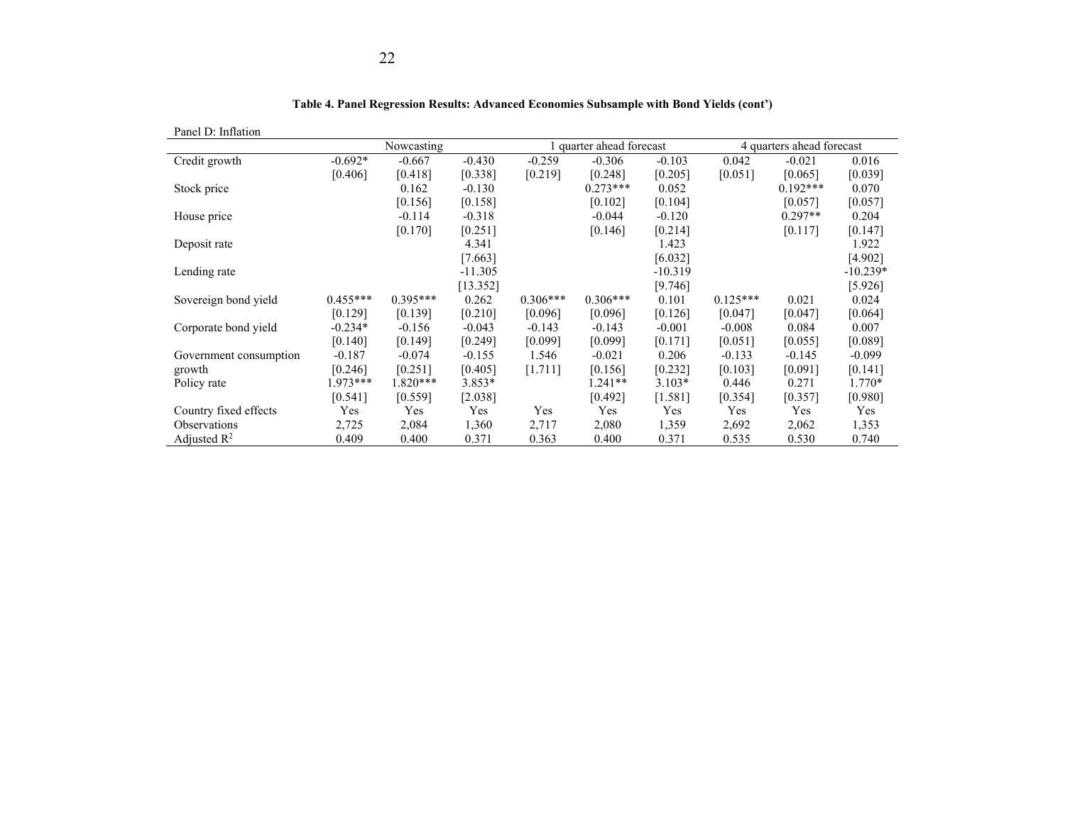**Table 4. Panel Regression Results: Advanced Economies Subsample with Bond Yields (cont')**

Panel D: Inflation

| | Nowcasting | | | 1 quarter ahead forecast | | | 4 quarters ahead forecast | | |
|---|---|---|---|---|---|---|---|---|---|
| Credit growth | -0.692* | -0.667 | -0.430 | -0.259 | -0.306 | -0.103 | 0.042 | -0.021 | 0.016 |
| | [0.406] | [0.418] | [0.338] | [0.219] | [0.248] | [0.205] | [0.051] | [0.065] | [0.039] |
| Stock price | | 0.162 | -0.130 | | 0.273*** | 0.052 | | 0.192*** | 0.070 |
| | | [0.156] | [0.158] | | [0.102] | [0.104] | | [0.057] | [0.057] |
| House price | | -0.114 | -0.318 | | -0.044 | -0.120 | | 0.297** | 0.204 |
| | | [0.170] | [0.251] | | [0.146] | [0.214] | | [0.117] | [0.147] |
| Deposit rate | | | 4.341 | | | 1.423 | | | 1.922 |
| | | | [7.663] | | | [6.032] | | | [4.902] |
| Lending rate | | | -11.305 | | | -10.319 | | | -10.239* |
| | | | [13.352] | | | [9.746] | | | [5.926] |
| Sovereign bond yield | 0.455*** | 0.395*** | 0.262 | 0.306*** | 0.306*** | 0.101 | 0.125*** | 0.021 | 0.024 |
| | [0.129] | [0.139] | [0.210] | [0.096] | [0.096] | [0.126] | [0.047] | [0.047] | [0.064] |
| Corporate bond yield | -0.234* | -0.156 | -0.043 | -0.143 | -0.143 | -0.001 | -0.008 | 0.084 | 0.007 |
| | [0.140] | [0.149] | [0.249] | [0.099] | [0.099] | [0.171] | [0.051] | [0.055] | [0.089] |
| Government consumption growth | -0.187 | -0.074 | -0.155 | 1.546 | -0.021 | 0.206 | -0.133 | -0.145 | -0.099 |
| | [0.246] | [0.251] | [0.405] | [1.711] | [0.156] | [0.232] | [0.103] | [0.091] | [0.141] |
| Policy rate | 1.973*** | 1.820*** | 3.853* | | 1.241** | 3.103* | 0.446 | 0.271 | 1.770* |
| | [0.541] | [0.559] | [2.038] | | [0.492] | [1.581] | [0.354] | [0.357] | [0.980] |
| Country fixed effects | Yes | Yes | Yes | Yes | Yes | Yes | Yes | Yes | Yes |
| Observations | 2,725 | 2,084 | 1,360 | 2,717 | 2,080 | 1,359 | 2,692 | 2,062 | 1,353 |
| Adjusted $R^2$ | 0.409 | 0.400 | 0.371 | 0.363 | 0.400 | 0.371 | 0.535 | 0.530 | 0.740 |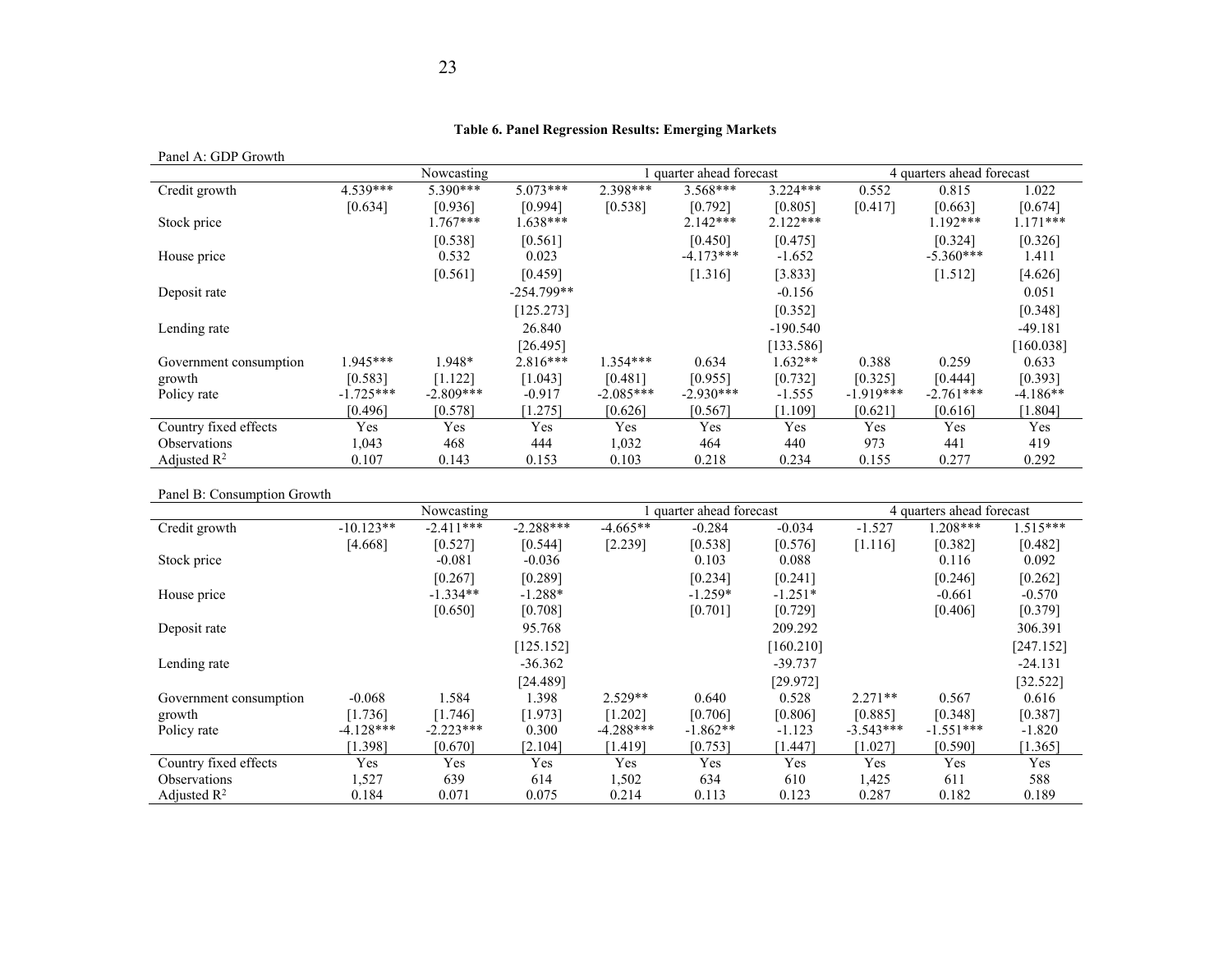**Table 6. Panel Regression Results: Emerging Markets**

Panel A: GDP Growth

| | Nowcasting | | | 1 quarter ahead forecast | | | 4 quarters ahead forecast | | |
|---|---|---|---|---|---|---|---|---|---|
| Credit growth | 4.539*** | 5.390*** | 5.073*** | 2.398*** | 3.568*** | 3.224*** | 0.552 | 0.815 | 1.022 |
| | [0.634] | [0.936] | [0.994] | [0.538] | [0.792] | [0.805] | [0.417] | [0.663] | [0.674] |
| Stock price | | 1.767*** | 1.638*** | | 2.142*** | 2.122*** | | 1.192*** | 1.171*** |
| | | [0.538] | [0.561] | | [0.450] | [0.475] | | [0.324] | [0.326] |
| House price | | 0.532 | 0.023 | | -4.173*** | -1.652 | | -5.360*** | 1.411 |
| | | [0.561] | [0.459] | | [1.316] | [3.833] | | [1.512] | [4.626] |
| Deposit rate | | | -254.799** | | | -0.156 | | | 0.051 |
| | | | [125.273] | | | [0.352] | | | [0.348] |
| Lending rate | | | 26.840 | | | -190.540 | | | -49.181 |
| | | | [26.495] | | | [133.586] | | | [160.038] |
| Government consumption | 1.945*** | 1.948* | 2.816*** | 1.354*** | 0.634 | 1.632** | 0.388 | 0.259 | 0.633 |
| growth | [0.583] | [1.122] | [1.043] | [0.481] | [0.955] | [0.732] | [0.325] | [0.444] | [0.393] |
| Policy rate | -1.725*** | -2.809*** | -0.917 | -2.085*** | -2.930*** | -1.555 | -1.919*** | -2.761*** | -4.186** |
| | [0.496] | [0.578] | [1.275] | [0.626] | [0.567] | [1.109] | [0.621] | [0.616] | [1.804] |
| Country fixed effects | Yes | Yes | Yes | Yes | Yes | Yes | Yes | Yes | Yes |
| Observations | 1,043 | 468 | 444 | 1,032 | 464 | 440 | 973 | 441 | 419 |
| Adjusted $R^2$ | 0.107 | 0.143 | 0.153 | 0.103 | 0.218 | 0.234 | 0.155 | 0.277 | 0.292 |

Panel B: Consumption Growth

| | Nowcasting | | | 1 quarter ahead forecast | | | 4 quarters ahead forecast | | |
|---|---|---|---|---|---|---|---|---|---|
| Credit growth | -10.123** | -2.411*** | -2.288*** | -4.665** | -0.284 | -0.034 | -1.527 | 1.208*** | 1.515*** |
| | [4.668] | [0.527] | [0.544] | [2.239] | [0.538] | [0.576] | [1.116] | [0.382] | [0.482] |
| Stock price | | -0.081 | -0.036 | | 0.103 | 0.088 | | 0.116 | 0.092 |
| | | [0.267] | [0.289] | | [0.234] | [0.241] | | [0.246] | [0.262] |
| House price | | -1.334** | -1.288* | | -1.259* | -1.251* | | -0.661 | -0.570 |
| | | [0.650] | [0.708] | | [0.701] | [0.729] | | [0.406] | [0.379] |
| Deposit rate | | | 95.768 | | | 209.292 | | | 306.391 |
| | | | [125.152] | | | [160.210] | | | [247.152] |
| Lending rate | | | -36.362 | | | -39.737 | | | -24.131 |
| | | | [24.489] | | | [29.972] | | | [32.522] |
| Government consumption | -0.068 | 1.584 | 1.398 | 2.529** | 0.640 | 0.528 | 2.271** | 0.567 | 0.616 |
| growth | [1.736] | [1.746] | [1.973] | [1.202] | [0.706] | [0.806] | [0.885] | [0.348] | [0.387] |
| Policy rate | -4.128*** | -2.223*** | 0.300 | -4.288*** | -1.862** | -1.123 | -3.543*** | -1.551*** | -1.820 |
| | [1.398] | [0.670] | [2.104] | [1.419] | [0.753] | [1.447] | [1.027] | [0.590] | [1.365] |
| Country fixed effects | Yes | Yes | Yes | Yes | Yes | Yes | Yes | Yes | Yes |
| Observations | 1,527 | 639 | 614 | 1,502 | 634 | 610 | 1,425 | 611 | 588 |
| Adjusted $R^2$ | 0.184 | 0.071 | 0.075 | 0.214 | 0.113 | 0.123 | 0.287 | 0.182 | 0.189 |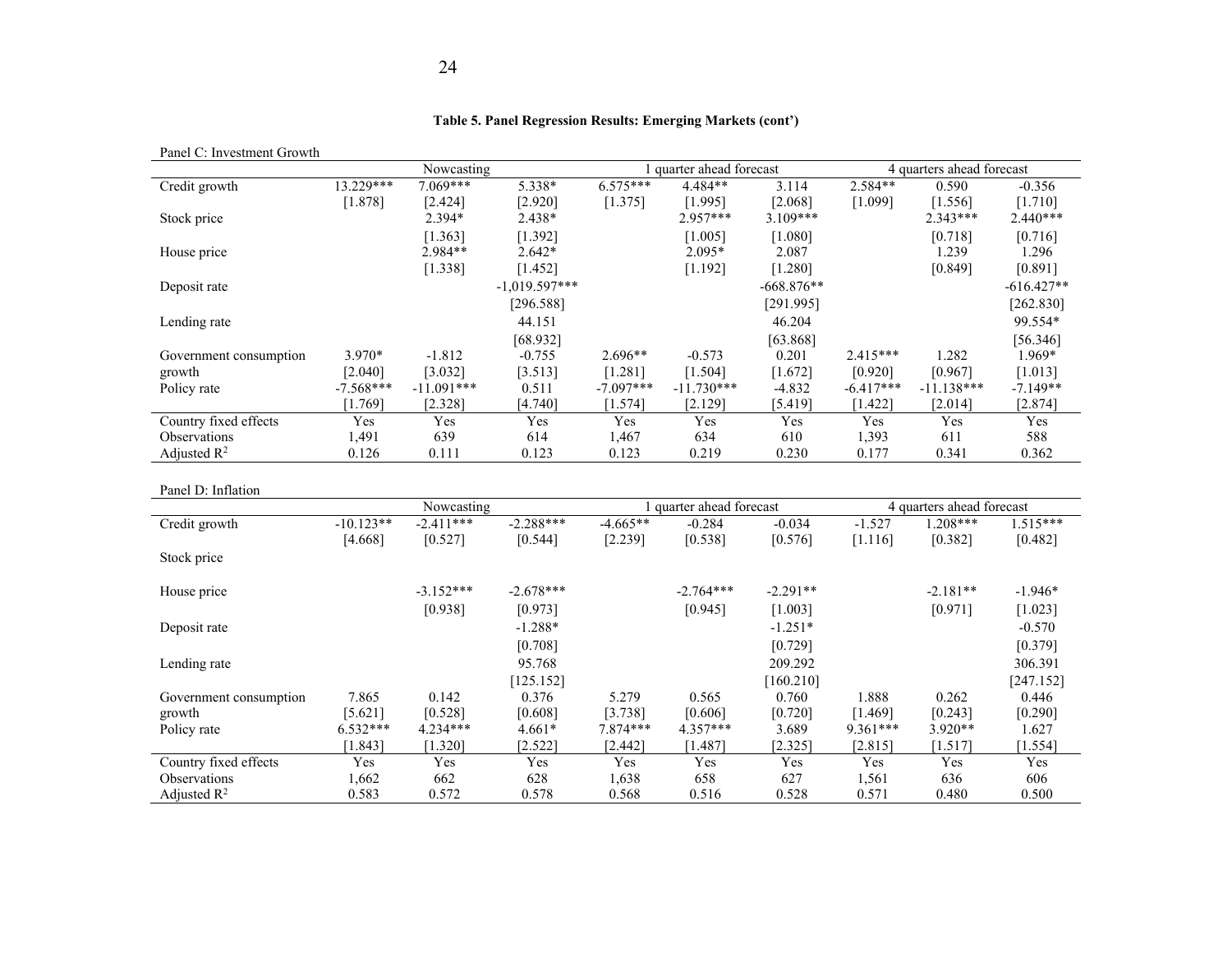**Table 5. Panel Regression Results: Emerging Markets (cont')**

Panel C: Investment Growth

| | Nowcasting | | | 1 quarter ahead forecast | | | 4 quarters ahead forecast | | |
|---|---|---|---|---|---|---|---|---|---|
| Credit growth | 13.229*** | 7.069*** | 5.338* | 6.575*** | 4.484** | 3.114 | 2.584** | 0.590 | -0.356 |
| | [1.878] | [2.424] | [2.920] | [1.375] | [1.995] | [2.068] | [1.099] | [1.556] | [1.710] |
| Stock price | | 2.394* | 2.438* | | 2.957*** | 3.109*** | | 2.343*** | 2.440*** |
| | | [1.363] | [1.392] | | [1.005] | [1.080] | | [0.718] | [0.716] |
| House price | | 2.984** | 2.642* | | 2.095* | 2.087 | | 1.239 | 1.296 |
| | | [1.338] | [1.452] | | [1.192] | [1.280] | | [0.849] | [0.891] |
| Deposit rate | | | -1,019.597*** | | | -668.876** | | | -616.427** |
| | | | [296.588] | | | [291.995] | | | [262.830] |
| Lending rate | | | 44.151 | | | 46.204 | | | 99.554* |
| | | | [68.932] | | | [63.868] | | | [56.346] |
| Government consumption growth | 3.970* | -1.812 | -0.755 | 2.696** | -0.573 | 0.201 | 2.415*** | 1.282 | 1.969* |
| | [2.040] | [3.032] | [3.513] | [1.281] | [1.504] | [1.672] | [0.920] | [0.967] | [1.013] |
| Policy rate | -7.568*** | -11.091*** | 0.511 | -7.097*** | -11.730*** | -4.832 | -6.417*** | -11.138*** | -7.149** |
| | [1.769] | [2.328] | [4.740] | [1.574] | [2.129] | [5.419] | [1.422] | [2.014] | [2.874] |
| Country fixed effects | Yes | Yes | Yes | Yes | Yes | Yes | Yes | Yes | Yes |
| Observations | 1,491 | 639 | 614 | 1,467 | 634 | 610 | 1,393 | 611 | 588 |
| Adjusted $R^2$ | 0.126 | 0.111 | 0.123 | 0.123 | 0.219 | 0.230 | 0.177 | 0.341 | 0.362 |

Panel D: Inflation

| | Nowcasting | | | 1 quarter ahead forecast | | | 4 quarters ahead forecast | | |
|---|---|---|---|---|---|---|---|---|---|
| Credit growth | -10.123** | -2.411*** | -2.288*** | -4.665** | -0.284 | -0.034 | -1.527 | 1.208*** | 1.515*** |
| | [4.668] | [0.527] | [0.544] | [2.239] | [0.538] | [0.576] | [1.116] | [0.382] | [0.482] |
| Stock price | | | | | | | | | |
| House price | | -3.152*** | -2.678*** | | -2.764*** | -2.291** | | -2.181** | -1.946* |
| | | [0.938] | [0.973] | | [0.945] | [1.003] | | [0.971] | [1.023] |
| Deposit rate | | | -1.288* | | | -1.251* | | | -0.570 |
| | | | [0.708] | | | [0.729] | | | [0.379] |
| Lending rate | | | 95.768 | | | 209.292 | | | 306.391 |
| | | | [125.152] | | | [160.210] | | | [247.152] |
| Government consumption growth | 7.865 | 0.142 | 0.376 | 5.279 | 0.565 | 0.760 | 1.888 | 0.262 | 0.446 |
| | [5.621] | [0.528] | [0.608] | [3.738] | [0.606] | [0.720] | [1.469] | [0.243] | [0.290] |
| Policy rate | 6.532*** | 4.234*** | 4.661* | 7.874*** | 4.357*** | 3.689 | 9.361*** | 3.920** | 1.627 |
| | [1.843] | [1.320] | [2.522] | [2.442] | [1.487] | [2.325] | [2.815] | [1.517] | [1.554] |
| Country fixed effects | Yes | Yes | Yes | Yes | Yes | Yes | Yes | Yes | Yes |
| Observations | 1,662 | 662 | 628 | 1,638 | 658 | 627 | 1,561 | 636 | 606 |
| Adjusted $R^2$ | 0.583 | 0.572 | 0.578 | 0.568 | 0.516 | 0.528 | 0.571 | 0.480 | 0.500 |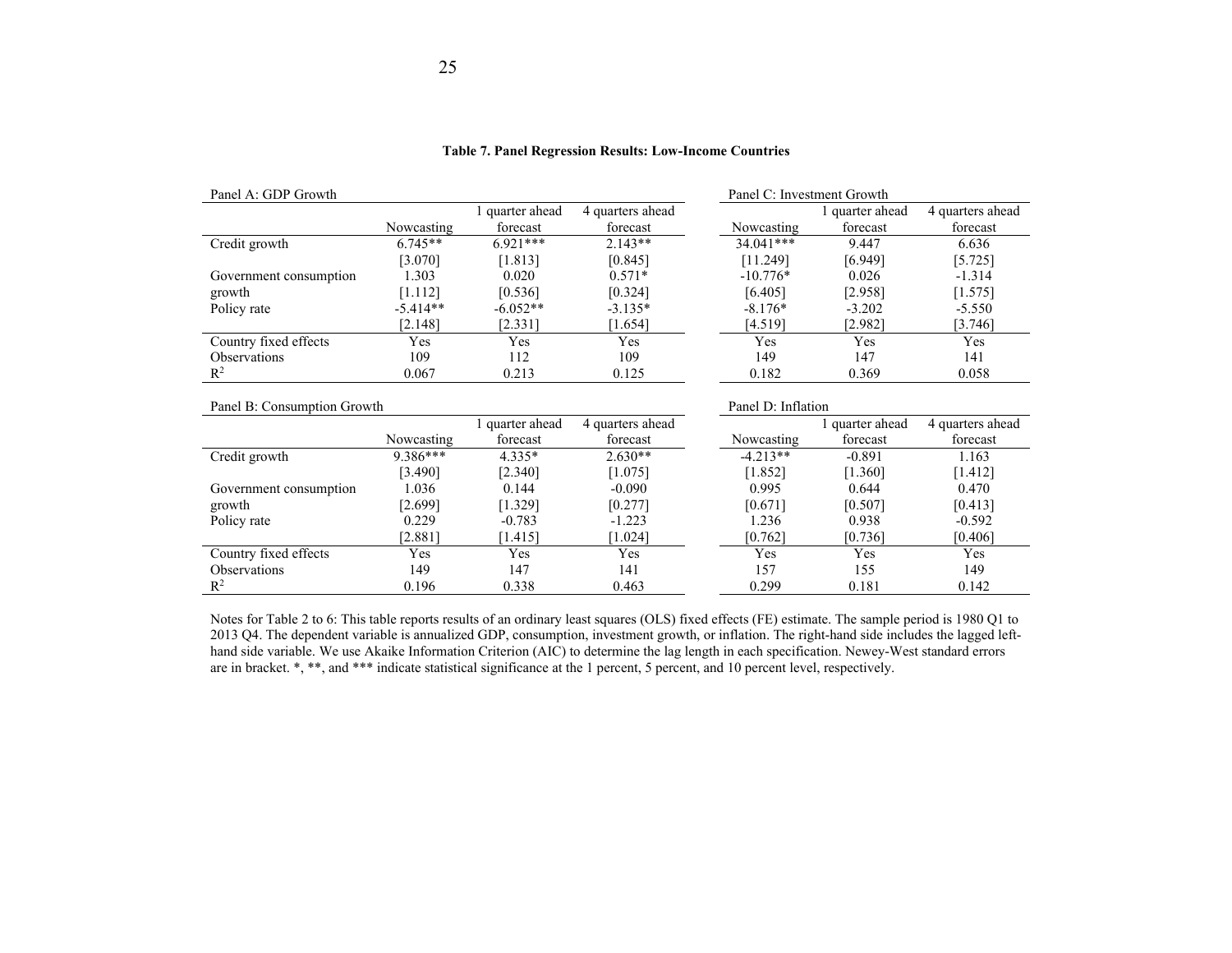**Table 7. Panel Regression Results: Low-Income Countries**

Panel A: GDP Growth

| | Nowcasting | 1 quarter ahead forecast | 4 quarters ahead forecast |
|---|---|---|---|
| Credit growth | 6.745** | 6.921*** | 2.143** |
| | [3.070] | [1.813] | [0.845] |
| Government consumption | 1.303 | 0.020 | 0.571* |
| growth | [1.112] | [0.536] | [0.324] |
| Policy rate | -5.414** | -6.052** | -3.135* |
| | [2.148] | [2.331] | [1.654] |
| Country fixed effects | Yes | Yes | Yes |
| Observations | 109 | 112 | 109 |
| $R^2$ | 0.067 | 0.213 | 0.125 |

Panel B: Consumption Growth

| | Nowcasting | 1 quarter ahead forecast | 4 quarters ahead forecast |
|---|---|---|---|
| Credit growth | 9.386*** | 4.335* | 2.630** |
| | [3.490] | [2.340] | [1.075] |
| Government consumption | 1.036 | 0.144 | -0.090 |
| growth | [2.699] | [1.329] | [0.277] |
| Policy rate | 0.229 | -0.783 | -1.223 |
| | [2.881] | [1.415] | [1.024] |
| Country fixed effects | Yes | Yes | Yes |
| Observations | 149 | 147 | 141 |
| $R^2$ | 0.196 | 0.338 | 0.463 |

Panel C: Investment Growth

| | Nowcasting | 1 quarter ahead forecast | 4 quarters ahead forecast |
|---|---|---|---|
| Credit growth | 34.041*** | 9.447 | 6.636 |
| | [11.249] | [6.949] | [5.725] |
| Government consumption | -10.776* | 0.026 | -1.314 |
| growth | [6.405] | [2.958] | [1.575] |
| Policy rate | -8.176* | -3.202 | -5.550 |
| | [4.519] | [2.982] | [3.746] |
| Country fixed effects | Yes | Yes | Yes |
| Observations | 149 | 147 | 141 |
| $R^2$ | 0.182 | 0.369 | 0.058 |

Panel D: Inflation

| | Nowcasting | 1 quarter ahead forecast | 4 quarters ahead forecast |
|---|---|---|---|
| Credit growth | -4.213** | -0.891 | 1.163 |
| | [1.852] | [1.360] | [1.412] |
| Government consumption | 0.995 | 0.644 | 0.470 |
| growth | [0.671] | [0.507] | [0.413] |
| Policy rate | 1.236 | 0.938 | -0.592 |
| | [0.762] | [0.736] | [0.406] |
| Country fixed effects | Yes | Yes | Yes |
| Observations | 157 | 155 | 149 |
| $R^2$ | 0.299 | 0.181 | 0.142 |

Notes for Table 2 to 6: This table reports results of an ordinary least squares (OLS) fixed effects (FE) estimate. The sample period is 1980 Q1 to 2013 Q4. The dependent variable is annualized GDP, consumption, investment growth, or inflation. The right-hand side includes the lagged left-hand side variable. We use Akaike Information Criterion (AIC) to determine the lag length in each specification. Newey-West standard errors are in bracket. *, **, and *** indicate statistical significance at the 1 percent, 5 percent, and 10 percent level, respectively.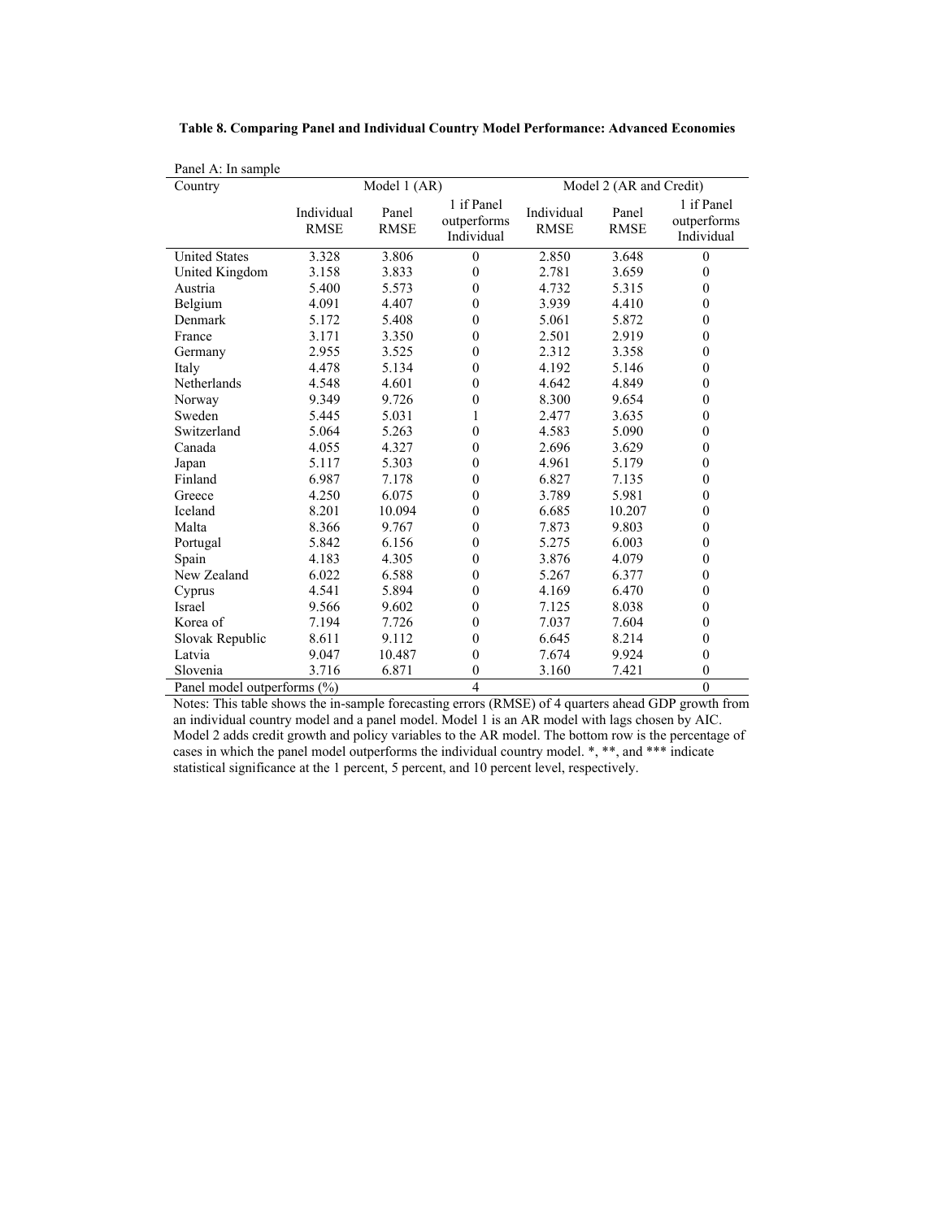**Table 8. Comparing Panel and Individual Country Model Performance: Advanced Economies**

Panel A: In sample

| Country | Model 1 (AR) | | | Model 2 (AR and Credit) | | |
|---|---|---|---|---|---|---|
| | Individual RMSE | Panel RMSE | 1 if Panel outperforms Individual | Individual RMSE | Panel RMSE | 1 if Panel outperforms Individual |
| United States | 3.328 | 3.806 | 0 | 2.850 | 3.648 | 0 |
| United Kingdom | 3.158 | 3.833 | 0 | 2.781 | 3.659 | 0 |
| Austria | 5.400 | 5.573 | 0 | 4.732 | 5.315 | 0 |
| Belgium | 4.091 | 4.407 | 0 | 3.939 | 4.410 | 0 |
| Denmark | 5.172 | 5.408 | 0 | 5.061 | 5.872 | 0 |
| France | 3.171 | 3.350 | 0 | 2.501 | 2.919 | 0 |
| Germany | 2.955 | 3.525 | 0 | 2.312 | 3.358 | 0 |
| Italy | 4.478 | 5.134 | 0 | 4.192 | 5.146 | 0 |
| Netherlands | 4.548 | 4.601 | 0 | 4.642 | 4.849 | 0 |
| Norway | 9.349 | 9.726 | 0 | 8.300 | 9.654 | 0 |
| Sweden | 5.445 | 5.031 | 1 | 2.477 | 3.635 | 0 |
| Switzerland | 5.064 | 5.263 | 0 | 4.583 | 5.090 | 0 |
| Canada | 4.055 | 4.327 | 0 | 2.696 | 3.629 | 0 |
| Japan | 5.117 | 5.303 | 0 | 4.961 | 5.179 | 0 |
| Finland | 6.987 | 7.178 | 0 | 6.827 | 7.135 | 0 |
| Greece | 4.250 | 6.075 | 0 | 3.789 | 5.981 | 0 |
| Iceland | 8.201 | 10.094 | 0 | 6.685 | 10.207 | 0 |
| Malta | 8.366 | 9.767 | 0 | 7.873 | 9.803 | 0 |
| Portugal | 5.842 | 6.156 | 0 | 5.275 | 6.003 | 0 |
| Spain | 4.183 | 4.305 | 0 | 3.876 | 4.079 | 0 |
| New Zealand | 6.022 | 6.588 | 0 | 5.267 | 6.377 | 0 |
| Cyprus | 4.541 | 5.894 | 0 | 4.169 | 6.470 | 0 |
| Israel | 9.566 | 9.602 | 0 | 7.125 | 8.038 | 0 |
| Korea of | 7.194 | 7.726 | 0 | 7.037 | 7.604 | 0 |
| Slovak Republic | 8.611 | 9.112 | 0 | 6.645 | 8.214 | 0 |
| Latvia | 9.047 | 10.487 | 0 | 7.674 | 9.924 | 0 |
| Slovenia | 3.716 | 6.871 | 0 | 3.160 | 7.421 | 0 |
| Panel model outperforms (%) | | | 4 | | | 0 |

Notes: This table shows the in-sample forecasting errors (RMSE) of 4 quarters ahead GDP growth from an individual country model and a panel model. Model 1 is an AR model with lags chosen by AIC. Model 2 adds credit growth and policy variables to the AR model. The bottom row is the percentage of cases in which the panel model outperforms the individual country model. *, **, and *** indicate statistical significance at the 1 percent, 5 percent, and 10 percent level, respectively.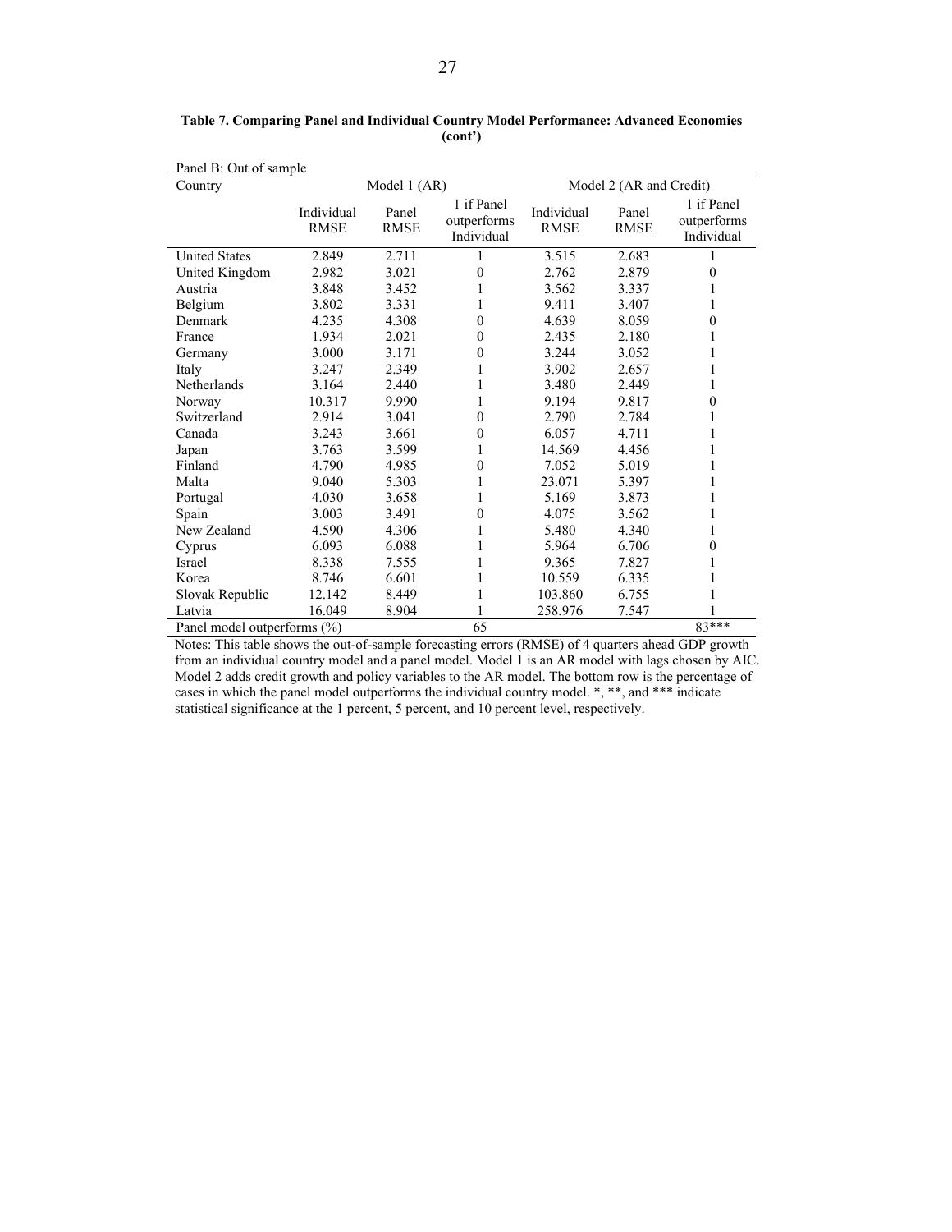**Table 7. Comparing Panel and Individual Country Model Performance: Advanced Economies (cont')**

Panel B: Out of sample

| Country | Model 1 (AR) | | | Model 2 (AR and Credit) | | |
|---|---|---|---|---|---|---|
| | Individual RMSE | Panel RMSE | 1 if Panel outperforms Individual | Individual RMSE | Panel RMSE | 1 if Panel outperforms Individual |
| United States | 2.849 | 2.711 | 1 | 3.515 | 2.683 | 1 |
| United Kingdom | 2.982 | 3.021 | 0 | 2.762 | 2.879 | 0 |
| Austria | 3.848 | 3.452 | 1 | 3.562 | 3.337 | 1 |
| Belgium | 3.802 | 3.331 | 1 | 9.411 | 3.407 | 1 |
| Denmark | 4.235 | 4.308 | 0 | 4.639 | 8.059 | 0 |
| France | 1.934 | 2.021 | 0 | 2.435 | 2.180 | 1 |
| Germany | 3.000 | 3.171 | 0 | 3.244 | 3.052 | 1 |
| Italy | 3.247 | 2.349 | 1 | 3.902 | 2.657 | 1 |
| Netherlands | 3.164 | 2.440 | 1 | 3.480 | 2.449 | 1 |
| Norway | 10.317 | 9.990 | 1 | 9.194 | 9.817 | 0 |
| Switzerland | 2.914 | 3.041 | 0 | 2.790 | 2.784 | 1 |
| Canada | 3.243 | 3.661 | 0 | 6.057 | 4.711 | 1 |
| Japan | 3.763 | 3.599 | 1 | 14.569 | 4.456 | 1 |
| Finland | 4.790 | 4.985 | 0 | 7.052 | 5.019 | 1 |
| Malta | 9.040 | 5.303 | 1 | 23.071 | 5.397 | 1 |
| Portugal | 4.030 | 3.658 | 1 | 5.169 | 3.873 | 1 |
| Spain | 3.003 | 3.491 | 0 | 4.075 | 3.562 | 1 |
| New Zealand | 4.590 | 4.306 | 1 | 5.480 | 4.340 | 1 |
| Cyprus | 6.093 | 6.088 | 1 | 5.964 | 6.706 | 0 |
| Israel | 8.338 | 7.555 | 1 | 9.365 | 7.827 | 1 |
| Korea | 8.746 | 6.601 | 1 | 10.559 | 6.335 | 1 |
| Slovak Republic | 12.142 | 8.449 | 1 | 103.860 | 6.755 | 1 |
| Latvia | 16.049 | 8.904 | 1 | 258.976 | 7.547 | 1 |
| Panel model outperforms (%) | | | 65 | | | 83*** |

Notes: This table shows the out-of-sample forecasting errors (RMSE) of 4 quarters ahead GDP growth from an individual country model and a panel model. Model 1 is an AR model with lags chosen by AIC. Model 2 adds credit growth and policy variables to the AR model. The bottom row is the percentage of cases in which the panel model outperforms the individual country model. *, **, and *** indicate statistical significance at the 1 percent, 5 percent, and 10 percent level, respectively.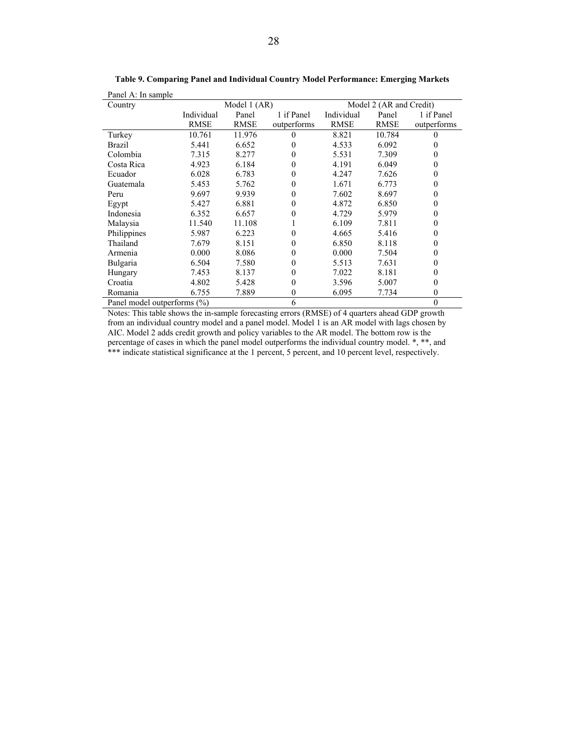**Table 9. Comparing Panel and Individual Country Model Performance: Emerging Markets**

Panel A: In sample

| Country | Model 1 (AR) | | | Model 2 (AR and Credit) | | |
|---|---|---|---|---|---|---|
| | Individual RMSE | Panel RMSE | 1 if Panel outperforms | Individual RMSE | Panel RMSE | 1 if Panel outperforms |
| Turkey | 10.761 | 11.976 | 0 | 8.821 | 10.784 | 0 |
| Brazil | 5.441 | 6.652 | 0 | 4.533 | 6.092 | 0 |
| Colombia | 7.315 | 8.277 | 0 | 5.531 | 7.309 | 0 |
| Costa Rica | 4.923 | 6.184 | 0 | 4.191 | 6.049 | 0 |
| Ecuador | 6.028 | 6.783 | 0 | 4.247 | 7.626 | 0 |
| Guatemala | 5.453 | 5.762 | 0 | 1.671 | 6.773 | 0 |
| Peru | 9.697 | 9.939 | 0 | 7.602 | 8.697 | 0 |
| Egypt | 5.427 | 6.881 | 0 | 4.872 | 6.850 | 0 |
| Indonesia | 6.352 | 6.657 | 0 | 4.729 | 5.979 | 0 |
| Malaysia | 11.540 | 11.108 | 1 | 6.109 | 7.811 | 0 |
| Philippines | 5.987 | 6.223 | 0 | 4.665 | 5.416 | 0 |
| Thailand | 7.679 | 8.151 | 0 | 6.850 | 8.118 | 0 |
| Armenia | 0.000 | 8.086 | 0 | 0.000 | 7.504 | 0 |
| Bulgaria | 6.504 | 7.580 | 0 | 5.513 | 7.631 | 0 |
| Hungary | 7.453 | 8.137 | 0 | 7.022 | 8.181 | 0 |
| Croatia | 4.802 | 5.428 | 0 | 3.596 | 5.007 | 0 |
| Romania | 6.755 | 7.889 | 0 | 6.095 | 7.734 | 0 |
| Panel model outperforms (%) | | | 6 | | | 0 |

Notes: This table shows the in-sample forecasting errors (RMSE) of 4 quarters ahead GDP growth from an individual country model and a panel model. Model 1 is an AR model with lags chosen by AIC. Model 2 adds credit growth and policy variables to the AR model. The bottom row is the percentage of cases in which the panel model outperforms the individual country model. *, **, and *** indicate statistical significance at the 1 percent, 5 percent, and 10 percent level, respectively.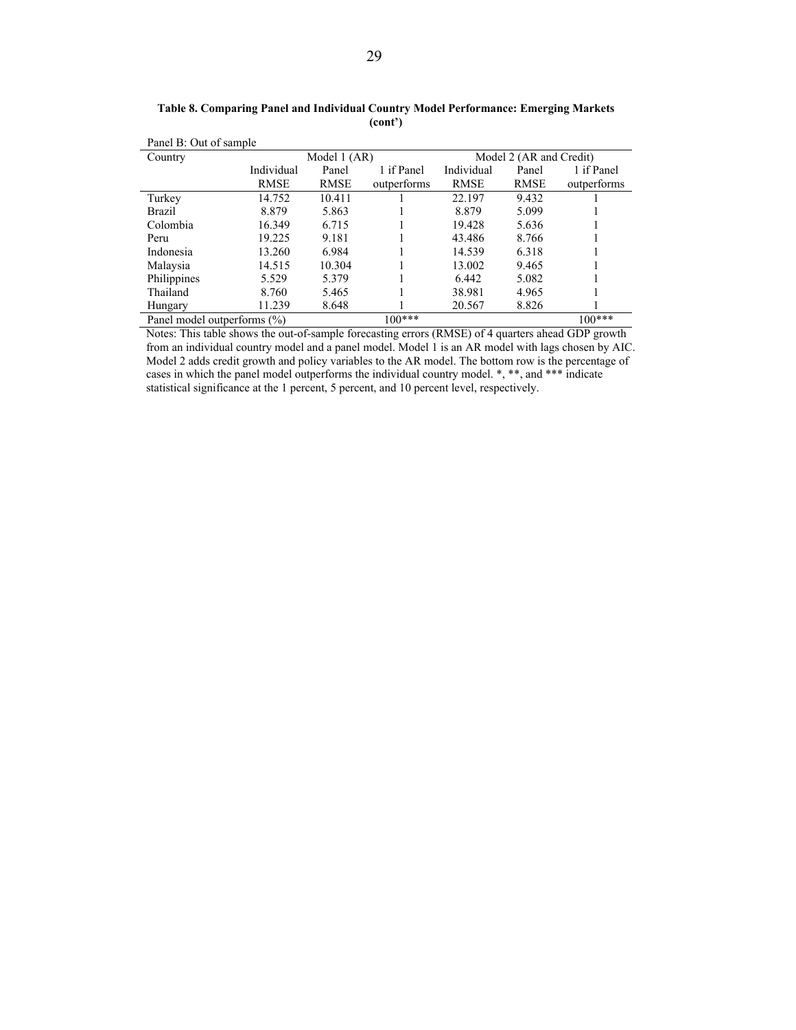**Table 8. Comparing Panel and Individual Country Model Performance: Emerging Markets (cont')**

Panel B: Out of sample

| Country | Model 1 (AR) | | | Model 2 (AR and Credit) | | |
|---|---|---|---|---|---|---|
| | Individual RMSE | Panel RMSE | 1 if Panel outperforms | Individual RMSE | Panel RMSE | 1 if Panel outperforms |
| Turkey | 14.752 | 10.411 | 1 | 22.197 | 9.432 | 1 |
| Brazil | 8.879 | 5.863 | 1 | 8.879 | 5.099 | 1 |
| Colombia | 16.349 | 6.715 | 1 | 19.428 | 5.636 | 1 |
| Peru | 19.225 | 9.181 | 1 | 43.486 | 8.766 | 1 |
| Indonesia | 13.260 | 6.984 | 1 | 14.539 | 6.318 | 1 |
| Malaysia | 14.515 | 10.304 | 1 | 13.002 | 9.465 | 1 |
| Philippines | 5.529 | 5.379 | 1 | 6.442 | 5.082 | 1 |
| Thailand | 8.760 | 5.465 | 1 | 38.981 | 4.965 | 1 |
| Hungary | 11.239 | 8.648 | 1 | 20.567 | 8.826 | 1 |
| Panel model outperforms (%) | | | 100*** | | | 100*** |

Notes: This table shows the out-of-sample forecasting errors (RMSE) of 4 quarters ahead GDP growth from an individual country model and a panel model. Model 1 is an AR model with lags chosen by AIC. Model 2 adds credit growth and policy variables to the AR model. The bottom row is the percentage of cases in which the panel model outperforms the individual country model. *, **, and *** indicate statistical significance at the 1 percent, 5 percent, and 10 percent level, respectively.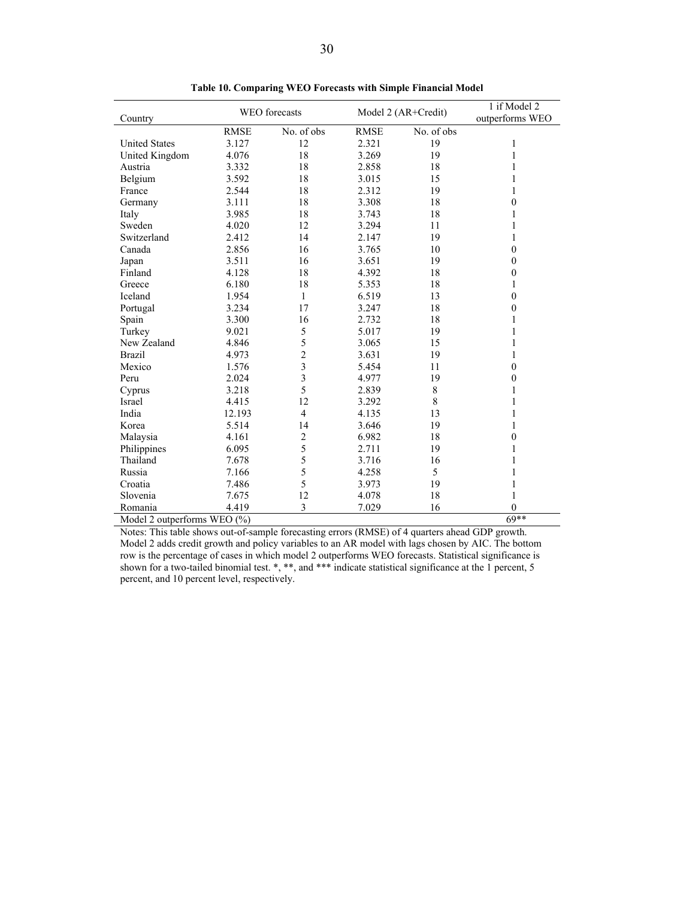**Table 10. Comparing WEO Forecasts with Simple Financial Model**

| Country | WEO forecasts | | Model 2 (AR+Credit) | | 1 if Model 2 outperforms WEO |
|---|---|---|---|---|---|
| | RMSE | No. of obs | RMSE | No. of obs | |
| United States | 3.127 | 12 | 2.321 | 19 | 1 |
| United Kingdom | 4.076 | 18 | 3.269 | 19 | 1 |
| Austria | 3.332 | 18 | 2.858 | 18 | 1 |
| Belgium | 3.592 | 18 | 3.015 | 15 | 1 |
| France | 2.544 | 18 | 2.312 | 19 | 1 |
| Germany | 3.111 | 18 | 3.308 | 18 | 0 |
| Italy | 3.985 | 18 | 3.743 | 18 | 1 |
| Sweden | 4.020 | 12 | 3.294 | 11 | 1 |
| Switzerland | 2.412 | 14 | 2.147 | 19 | 1 |
| Canada | 2.856 | 16 | 3.765 | 10 | 0 |
| Japan | 3.511 | 16 | 3.651 | 19 | 0 |
| Finland | 4.128 | 18 | 4.392 | 18 | 0 |
| Greece | 6.180 | 18 | 5.353 | 18 | 1 |
| Iceland | 1.954 | 1 | 6.519 | 13 | 0 |
| Portugal | 3.234 | 17 | 3.247 | 18 | 0 |
| Spain | 3.300 | 16 | 2.732 | 18 | 1 |
| Turkey | 9.021 | 5 | 5.017 | 19 | 1 |
| New Zealand | 4.846 | 5 | 3.065 | 15 | 1 |
| Brazil | 4.973 | 2 | 3.631 | 19 | 1 |
| Mexico | 1.576 | 3 | 5.454 | 11 | 0 |
| Peru | 2.024 | 3 | 4.977 | 19 | 0 |
| Cyprus | 3.218 | 5 | 2.839 | 8 | 1 |
| Israel | 4.415 | 12 | 3.292 | 8 | 1 |
| India | 12.193 | 4 | 4.135 | 13 | 1 |
| Korea | 5.514 | 14 | 3.646 | 19 | 1 |
| Malaysia | 4.161 | 2 | 6.982 | 18 | 0 |
| Philippines | 6.095 | 5 | 2.711 | 19 | 1 |
| Thailand | 7.678 | 5 | 3.716 | 16 | 1 |
| Russia | 7.166 | 5 | 4.258 | 5 | 1 |
| Croatia | 7.486 | 5 | 3.973 | 19 | 1 |
| Slovenia | 7.675 | 12 | 4.078 | 18 | 1 |
| Romania | 4.419 | 3 | 7.029 | 16 | 0 |
| Model 2 outperforms WEO (%) | | | | | 69** |

Notes: This table shows out-of-sample forecasting errors (RMSE) of 4 quarters ahead GDP growth. Model 2 adds credit growth and policy variables to an AR model with lags chosen by AIC. The bottom row is the percentage of cases in which model 2 outperforms WEO forecasts. Statistical significance is shown for a two-tailed binomial test. *, **, and *** indicate statistical significance at the 1 percent, 5 percent, and 10 percent level, respectively.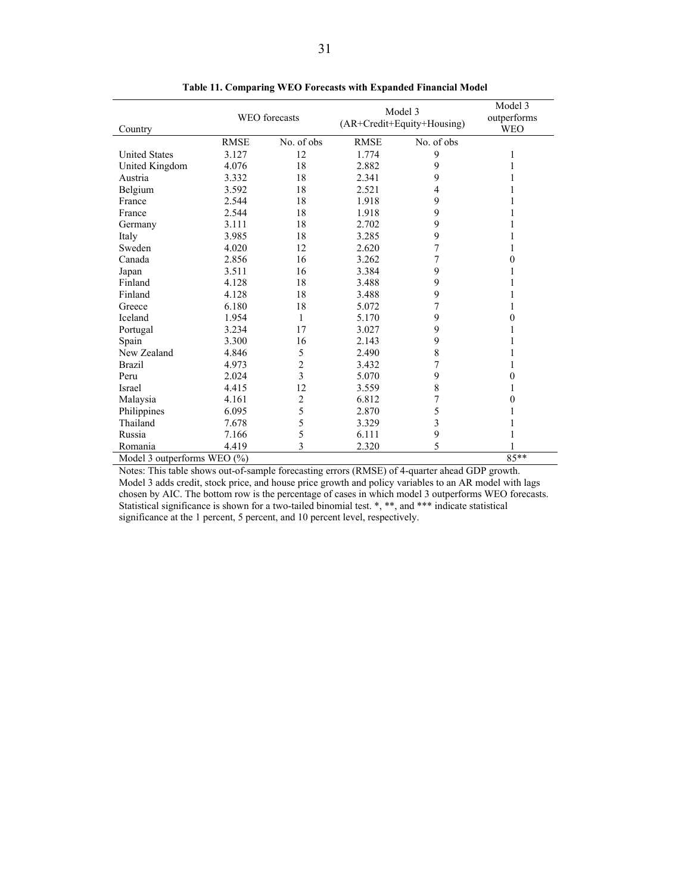**Table 11. Comparing WEO Forecasts with Expanded Financial Model**

| Country | WEO forecasts | | Model 3 (AR+Credit+Equity+Housing) | | Model 3 outperforms WEO |
|---|---|---|---|---|---|
| | RMSE | No. of obs | RMSE | No. of obs | |
| United States | 3.127 | 12 | 1.774 | 9 | 1 |
| United Kingdom | 4.076 | 18 | 2.882 | 9 | 1 |
| Austria | 3.332 | 18 | 2.341 | 9 | 1 |
| Belgium | 3.592 | 18 | 2.521 | 4 | 1 |
| France | 2.544 | 18 | 1.918 | 9 | 1 |
| France | 2.544 | 18 | 1.918 | 9 | 1 |
| Germany | 3.111 | 18 | 2.702 | 9 | 1 |
| Italy | 3.985 | 18 | 3.285 | 9 | 1 |
| Sweden | 4.020 | 12 | 2.620 | 7 | 1 |
| Canada | 2.856 | 16 | 3.262 | 7 | 0 |
| Japan | 3.511 | 16 | 3.384 | 9 | 1 |
| Finland | 4.128 | 18 | 3.488 | 9 | 1 |
| Finland | 4.128 | 18 | 3.488 | 9 | 1 |
| Greece | 6.180 | 18 | 5.072 | 7 | 1 |
| Iceland | 1.954 | 1 | 5.170 | 9 | 0 |
| Portugal | 3.234 | 17 | 3.027 | 9 | 1 |
| Spain | 3.300 | 16 | 2.143 | 9 | 1 |
| New Zealand | 4.846 | 5 | 2.490 | 8 | 1 |
| Brazil | 4.973 | 2 | 3.432 | 7 | 1 |
| Peru | 2.024 | 3 | 5.070 | 9 | 0 |
| Israel | 4.415 | 12 | 3.559 | 8 | 1 |
| Malaysia | 4.161 | 2 | 6.812 | 7 | 0 |
| Philippines | 6.095 | 5 | 2.870 | 5 | 1 |
| Thailand | 7.678 | 5 | 3.329 | 3 | 1 |
| Russia | 7.166 | 5 | 6.111 | 9 | 1 |
| Romania | 4.419 | 3 | 2.320 | 5 | 1 |
| Model 3 outperforms WEO (%) | | | | | 85** |

Notes: This table shows out-of-sample forecasting errors (RMSE) of 4-quarter ahead GDP growth. Model 3 adds credit, stock price, and house price growth and policy variables to an AR model with lags chosen by AIC. The bottom row is the percentage of cases in which model 3 outperforms WEO forecasts. Statistical significance is shown for a two-tailed binomial test. *, **, and *** indicate statistical significance at the 1 percent, 5 percent, and 10 percent level, respectively.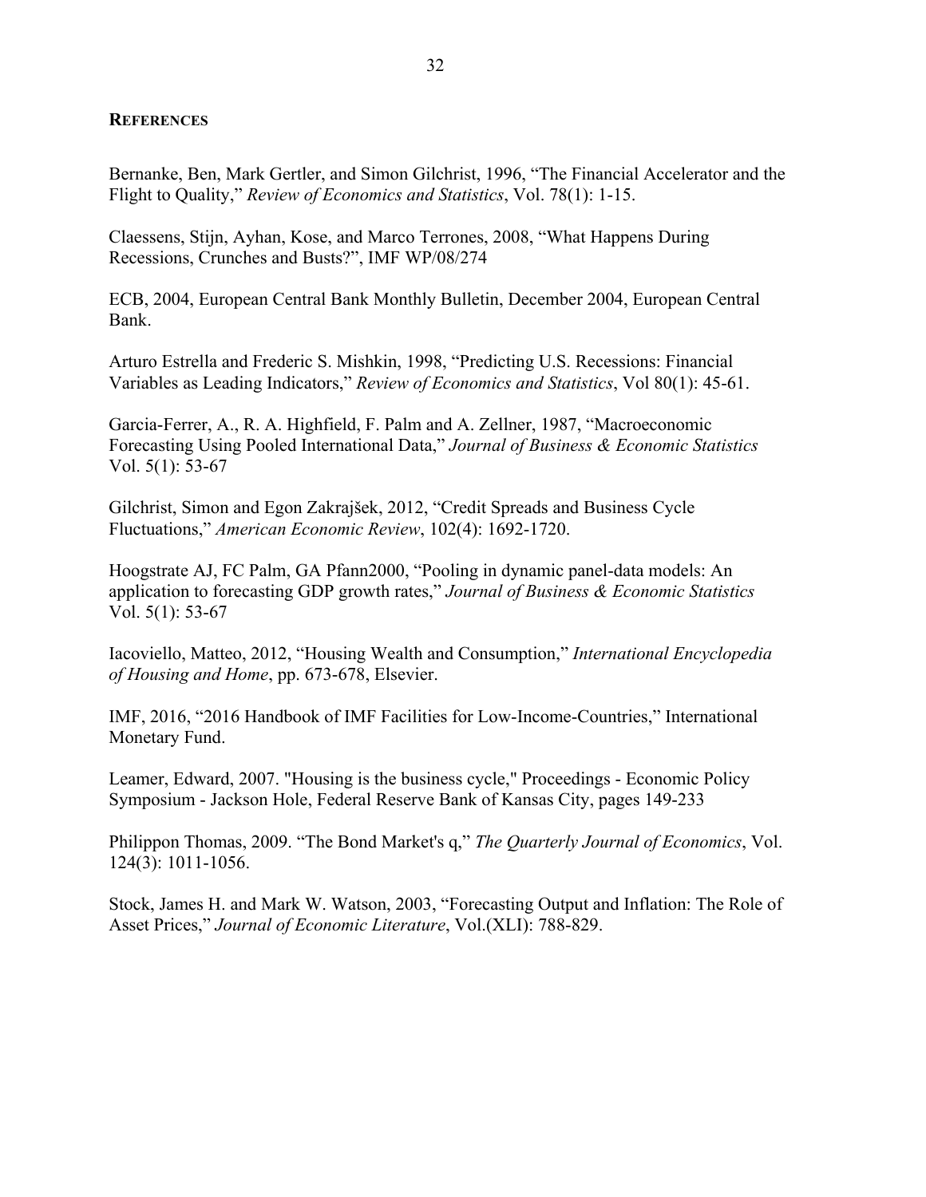## REFERENCES

Bernanke, Ben, Mark Gertler, and Simon Gilchrist, 1996, "The Financial Accelerator and the Flight to Quality," *Review of Economics and Statistics*, Vol. 78(1): 1-15.

Claessens, Stijn, Ayhan, Kose, and Marco Terrones, 2008, "What Happens During Recessions, Crunches and Busts?", IMF WP/08/274

ECB, 2004, European Central Bank Monthly Bulletin, December 2004, European Central Bank.

Arturo Estrella and Frederic S. Mishkin, 1998, "Predicting U.S. Recessions: Financial Variables as Leading Indicators," *Review of Economics and Statistics*, Vol 80(1): 45-61.

Garcia-Ferrer, A., R. A. Highfield, F. Palm and A. Zellner, 1987, "Macroeconomic Forecasting Using Pooled International Data," *Journal of Business & Economic Statistics* Vol. 5(1): 53-67

Gilchrist, Simon and Egon Zakrajšek, 2012, "Credit Spreads and Business Cycle Fluctuations," *American Economic Review*, 102(4): 1692-1720.

Hoogstrate AJ, FC Palm, GA Pfann2000, "Pooling in dynamic panel-data models: An application to forecasting GDP growth rates," *Journal of Business & Economic Statistics* Vol. 5(1): 53-67

Iacoviello, Matteo, 2012, "Housing Wealth and Consumption," *International Encyclopedia of Housing and Home*, pp. 673-678, Elsevier.

IMF, 2016, "2016 Handbook of IMF Facilities for Low-Income-Countries," International Monetary Fund.

Leamer, Edward, 2007. "Housing is the business cycle," Proceedings - Economic Policy Symposium - Jackson Hole, Federal Reserve Bank of Kansas City, pages 149-233

Philippon Thomas, 2009. "The Bond Market's q," *The Quarterly Journal of Economics*, Vol. 124(3): 1011-1056.

Stock, James H. and Mark W. Watson, 2003, "Forecasting Output and Inflation: The Role of Asset Prices," *Journal of Economic Literature*, Vol.(XLI): 788-829.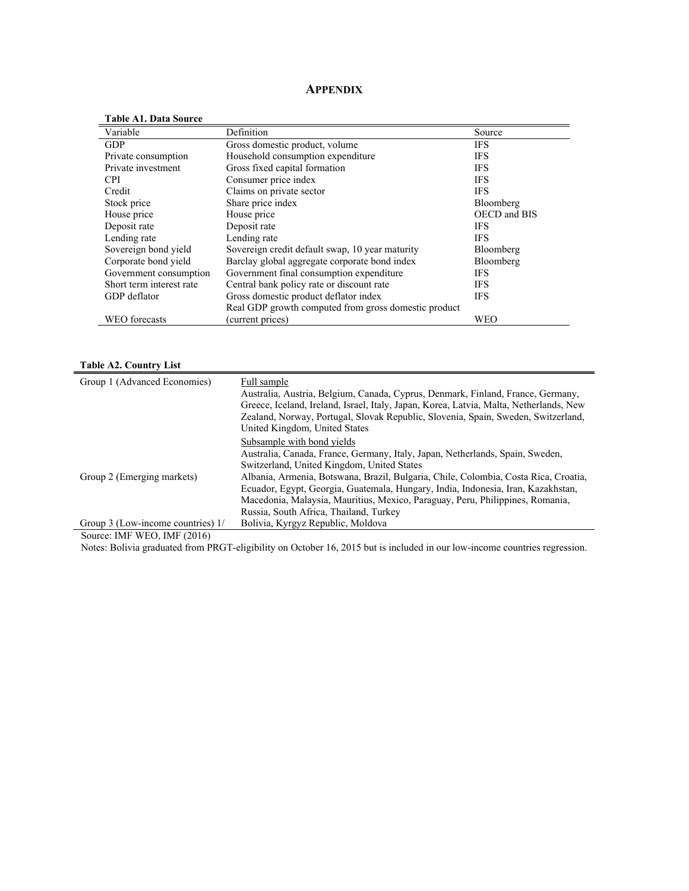# APPENDIX

**Table A1. Data Source**

| Variable | Definition | Source |
|---|---|---|
| GDP | Gross domestic product, volume | IFS |
| Private consumption | Household consumption expenditure | IFS |
| Private investment | Gross fixed capital formation | IFS |
| CPI | Consumer price index | IFS |
| Credit | Claims on private sector | IFS |
| Stock price | Share price index | Bloomberg |
| House price | House price | OECD and BIS |
| Deposit rate | Deposit rate | IFS |
| Lending rate | Lending rate | IFS |
| Sovereign bond yield | Sovereign credit default swap, 10 year maturity | Bloomberg |
| Corporate bond yield | Barclay global aggregate corporate bond index | Bloomberg |
| Government consumption | Government final consumption expenditure | IFS |
| Short term interest rate | Central bank policy rate or discount rate | IFS |
| GDP deflator | Gross domestic product deflator index | IFS |
| WEO forecasts | Real GDP growth computed from gross domestic product (current prices) | WEO |

**Table A2. Country List**

| | |
|---|---|
| Group 1 (Advanced Economies) | Full sample<br>Australia, Austria, Belgium, Canada, Cyprus, Denmark, Finland, France, Germany, Greece, Iceland, Ireland, Israel, Italy, Japan, Korea, Latvia, Malta, Netherlands, New Zealand, Norway, Portugal, Slovak Republic, Slovenia, Spain, Sweden, Switzerland, United Kingdom, United States<br>Subsample with bond yields<br>Australia, Canada, France, Germany, Italy, Japan, Netherlands, Spain, Sweden, Switzerland, United Kingdom, United States |
| Group 2 (Emerging markets) | Albania, Armenia, Botswana, Brazil, Bulgaria, Chile, Colombia, Costa Rica, Croatia, Ecuador, Egypt, Georgia, Guatemala, Hungary, India, Indonesia, Iran, Kazakhstan, Macedonia, Malaysia, Mauritius, Mexico, Paraguay, Peru, Philippines, Romania, Russia, South Africa, Thailand, Turkey |
| Group 3 (Low-income countries) 1/ | Bolivia, Kyrgyz Republic, Moldova |

Source: IMF WEO, IMF (2016)

Notes: Bolivia graduated from PRGT-eligibility on October 16, 2015 but is included in our low-income countries regression.